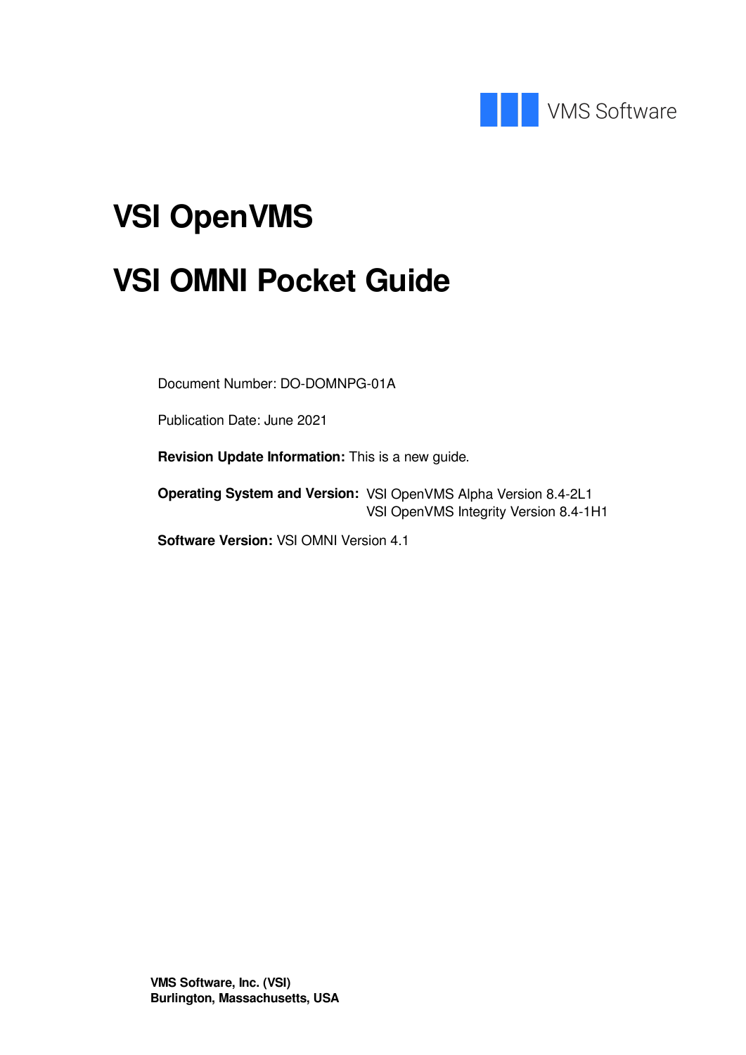VMS Software

# VSI OpenVMS

# VSI OMNI Pocket Guide

Document Number: DO-DOMNPG-01A

Publication Date: June 2021

**Revision Update Information:** This is a new guide.

**Operating System and Version:** VSI OpenVMS Alpha Version 8.4-2L1
VSI OpenVMS Integrity Version 8.4-1H1

**Software Version:** VSI OMNI Version 4.1

**VMS Software, Inc. (VSI)**
**Burlington, Massachusetts, USA**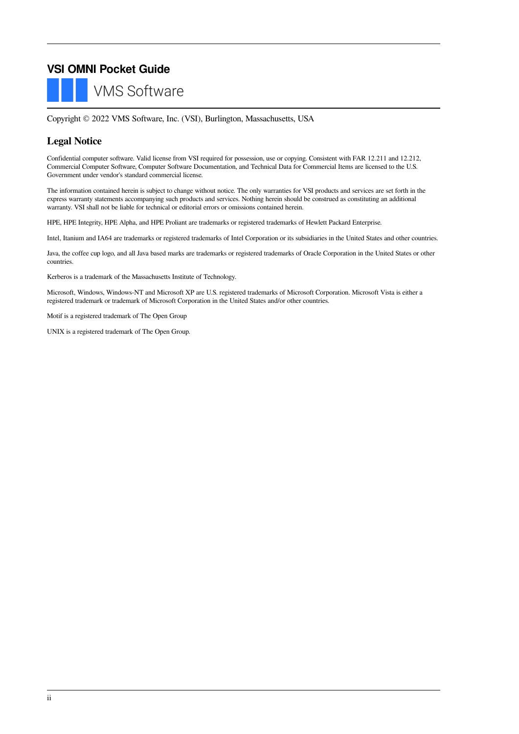# VSI OMNI Pocket Guide

VMS Software

Copyright © 2022 VMS Software, Inc. (VSI), Burlington, Massachusetts, USA

## Legal Notice

Confidential computer software. Valid license from VSI required for possession, use or copying. Consistent with FAR 12.211 and 12.212, Commercial Computer Software, Computer Software Documentation, and Technical Data for Commercial Items are licensed to the U.S. Government under vendor's standard commercial license.

The information contained herein is subject to change without notice. The only warranties for VSI products and services are set forth in the express warranty statements accompanying such products and services. Nothing herein should be construed as constituting an additional warranty. VSI shall not be liable for technical or editorial errors or omissions contained herein.

HPE, HPE Integrity, HPE Alpha, and HPE Proliant are trademarks or registered trademarks of Hewlett Packard Enterprise.

Intel, Itanium and IA64 are trademarks or registered trademarks of Intel Corporation or its subsidiaries in the United States and other countries.

Java, the coffee cup logo, and all Java based marks are trademarks or registered trademarks of Oracle Corporation in the United States or other countries.

Kerberos is a trademark of the Massachusetts Institute of Technology.

Microsoft, Windows, Windows-NT and Microsoft XP are U.S. registered trademarks of Microsoft Corporation. Microsoft Vista is either a registered trademark or trademark of Microsoft Corporation in the United States and/or other countries.

Motif is a registered trademark of The Open Group

UNIX is a registered trademark of The Open Group.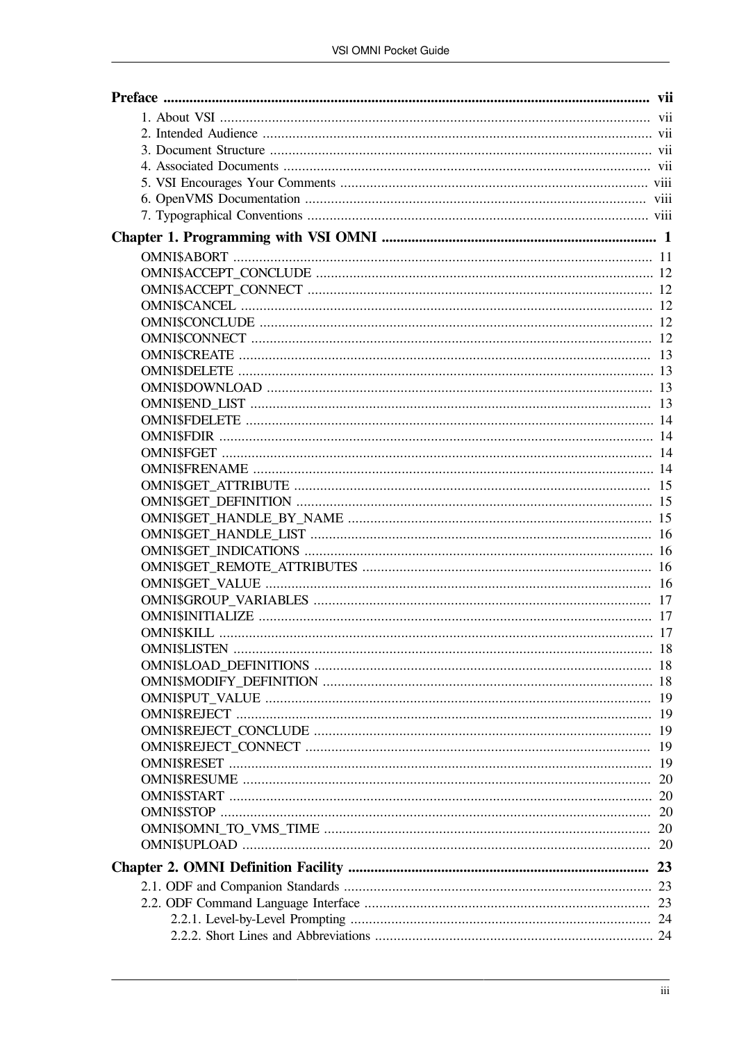**Preface** ..... vii

1. About VSI ..... vii
2. Intended Audience ..... vii
3. Document Structure ..... vii
4. Associated Documents ..... vii
5. VSI Encourages Your Comments ..... viii
6. OpenVMS Documentation ..... viii
7. Typographical Conventions ..... viii

**Chapter 1. Programming with VSI OMNI** ..... 1

OMNI$ABORT ..... 11
OMNI$ACCEPT_CONCLUDE ..... 12
OMNI$ACCEPT_CONNECT ..... 12
OMNI$CANCEL ..... 12
OMNI$CONCLUDE ..... 12
OMNI$CONNECT ..... 12
OMNI$CREATE ..... 13
OMNI$DELETE ..... 13
OMNI$DOWNLOAD ..... 13
OMNI$END_LIST ..... 13
OMNI$FDELETE ..... 14
OMNI$FDIR ..... 14
OMNI$FGET ..... 14
OMNI$FRENAME ..... 14
OMNI$GET_ATTRIBUTE ..... 15
OMNI$GET_DEFINITION ..... 15
OMNI$GET_HANDLE_BY_NAME ..... 15
OMNI$GET_HANDLE_LIST ..... 16
OMNI$GET_INDICATIONS ..... 16
OMNI$GET_REMOTE_ATTRIBUTES ..... 16
OMNI$GET_VALUE ..... 16
OMNI$GROUP_VARIABLES ..... 17
OMNI$INITIALIZE ..... 17
OMNI$KILL ..... 17
OMNI$LISTEN ..... 18
OMNI$LOAD_DEFINITIONS ..... 18
OMNI$MODIFY_DEFINITION ..... 18
OMNI$PUT_VALUE ..... 19
OMNI$REJECT ..... 19
OMNI$REJECT_CONCLUDE ..... 19
OMNI$REJECT_CONNECT ..... 19
OMNI$RESET ..... 19
OMNI$RESUME ..... 20
OMNI$START ..... 20
OMNI$STOP ..... 20
OMNI$OMNI_TO_VMS_TIME ..... 20
OMNI$UPLOAD ..... 20

**Chapter 2. OMNI Definition Facility** ..... 23

2.1. ODF and Companion Standards ..... 23
2.2. ODF Command Language Interface ..... 23
 2.2.1. Level-by-Level Prompting ..... 24
 2.2.2. Short Lines and Abbreviations ..... 24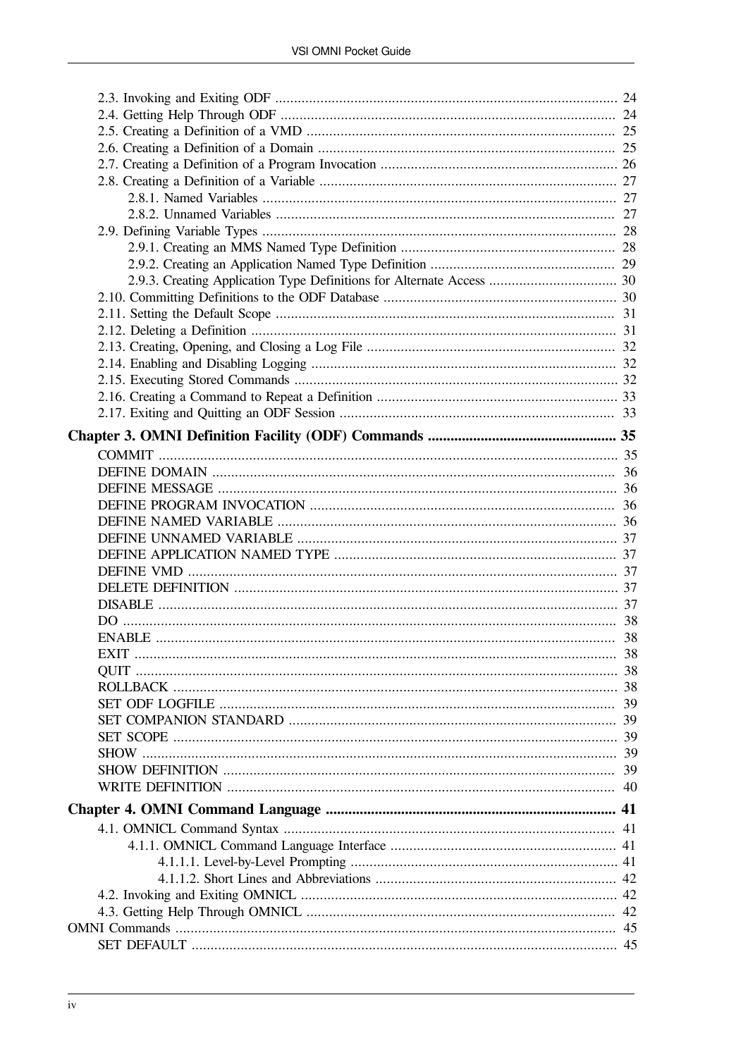- 2.3. Invoking and Exiting ODF .......... 24
- 2.4. Getting Help Through ODF .......... 24
- 2.5. Creating a Definition of a VMD .......... 25
- 2.6. Creating a Definition of a Domain .......... 25
- 2.7. Creating a Definition of a Program Invocation .......... 26
- 2.8. Creating a Definition of a Variable .......... 27
  - 2.8.1. Named Variables .......... 27
  - 2.8.2. Unnamed Variables .......... 27
- 2.9. Defining Variable Types .......... 28
  - 2.9.1. Creating an MMS Named Type Definition .......... 28
  - 2.9.2. Creating an Application Named Type Definition .......... 29
  - 2.9.3. Creating Application Type Definitions for Alternate Access .......... 30
- 2.10. Committing Definitions to the ODF Database .......... 30
- 2.11. Setting the Default Scope .......... 31
- 2.12. Deleting a Definition .......... 31
- 2.13. Creating, Opening, and Closing a Log File .......... 32
- 2.14. Enabling and Disabling Logging .......... 32
- 2.15. Executing Stored Commands .......... 32
- 2.16. Creating a Command to Repeat a Definition .......... 33
- 2.17. Exiting and Quitting an ODF Session .......... 33

**Chapter 3. OMNI Definition Facility (ODF) Commands .......... 35**

- COMMIT .......... 35
- DEFINE DOMAIN .......... 36
- DEFINE MESSAGE .......... 36
- DEFINE PROGRAM INVOCATION .......... 36
- DEFINE NAMED VARIABLE .......... 36
- DEFINE UNNAMED VARIABLE .......... 37
- DEFINE APPLICATION NAMED TYPE .......... 37
- DEFINE VMD .......... 37
- DELETE DEFINITION .......... 37
- DISABLE .......... 37
- DO .......... 38
- ENABLE .......... 38
- EXIT .......... 38
- QUIT .......... 38
- ROLLBACK .......... 38
- SET ODF LOGFILE .......... 39
- SET COMPANION STANDARD .......... 39
- SET SCOPE .......... 39
- SHOW .......... 39
- SHOW DEFINITION .......... 39
- WRITE DEFINITION .......... 40

**Chapter 4. OMNI Command Language .......... 41**

- 4.1. OMNICL Command Syntax .......... 41
  - 4.1.1. OMNICL Command Language Interface .......... 41
    - 4.1.1.1. Level-by-Level Prompting .......... 41
    - 4.1.1.2. Short Lines and Abbreviations .......... 42
- 4.2. Invoking and Exiting OMNICL .......... 42
- 4.3. Getting Help Through OMNICL .......... 42

OMNI Commands .......... 45

- SET DEFAULT .......... 45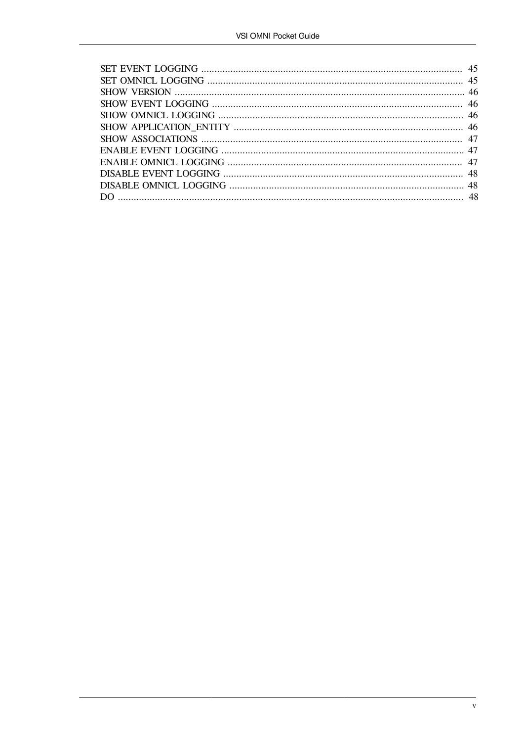SET EVENT LOGGING .......................................................................................... 45
SET OMNICL LOGGING ........................................................................................ 45
SHOW VERSION ................................................................................................... 46
SHOW EVENT LOGGING ...................................................................................... 46
SHOW OMNICL LOGGING .................................................................................... 46
SHOW APPLICATION_ENTITY ............................................................................. 46
SHOW ASSOCIATIONS ......................................................................................... 47
ENABLE EVENT LOGGING .................................................................................. 47
ENABLE OMNICL LOGGING ................................................................................ 47
DISABLE EVENT LOGGING ................................................................................. 48
DISABLE OMNICL LOGGING ............................................................................... 48
DO ........................................................................................................................ 48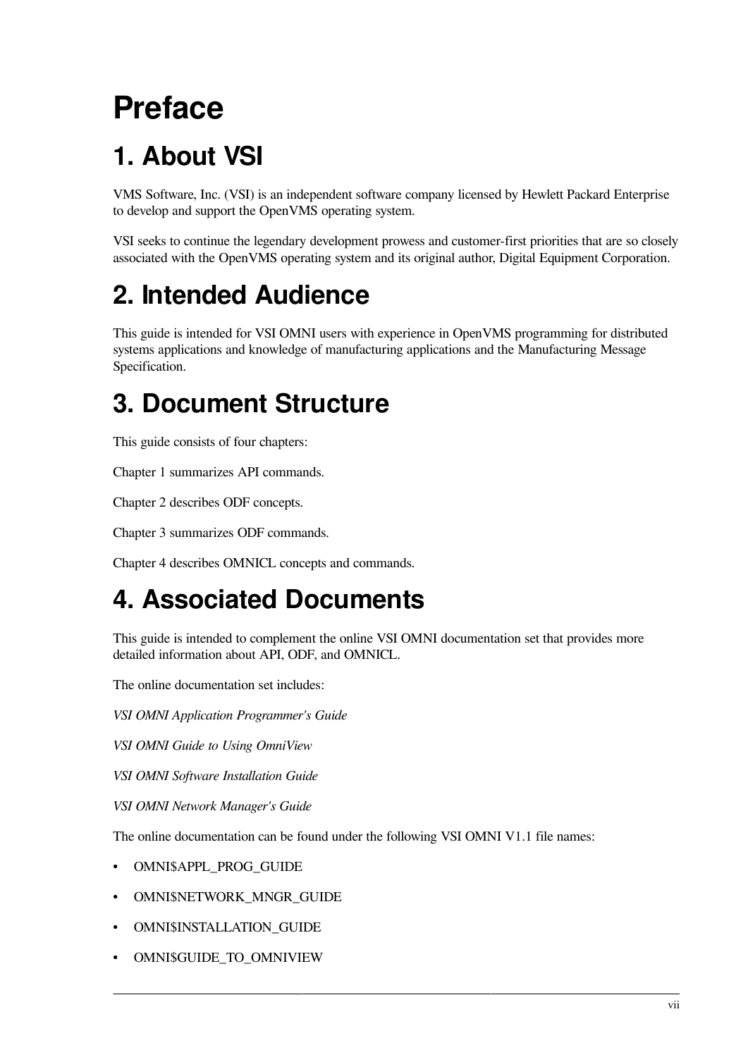# Preface

## 1. About VSI

VMS Software, Inc. (VSI) is an independent software company licensed by Hewlett Packard Enterprise to develop and support the OpenVMS operating system.

VSI seeks to continue the legendary development prowess and customer-first priorities that are so closely associated with the OpenVMS operating system and its original author, Digital Equipment Corporation.

## 2. Intended Audience

This guide is intended for VSI OMNI users with experience in OpenVMS programming for distributed systems applications and knowledge of manufacturing applications and the Manufacturing Message Specification.

## 3. Document Structure

This guide consists of four chapters:

Chapter 1 summarizes API commands.

Chapter 2 describes ODF concepts.

Chapter 3 summarizes ODF commands.

Chapter 4 describes OMNICL concepts and commands.

## 4. Associated Documents

This guide is intended to complement the online VSI OMNI documentation set that provides more detailed information about API, ODF, and OMNICL.

The online documentation set includes:

*VSI OMNI Application Programmer's Guide*

*VSI OMNI Guide to Using OmniView*

*VSI OMNI Software Installation Guide*

*VSI OMNI Network Manager's Guide*

The online documentation can be found under the following VSI OMNI V1.1 file names:

- OMNI$APPL_PROG_GUIDE
- OMNI$NETWORK_MNGR_GUIDE
- OMNI$INSTALLATION_GUIDE
- OMNI$GUIDE_TO_OMNIVIEW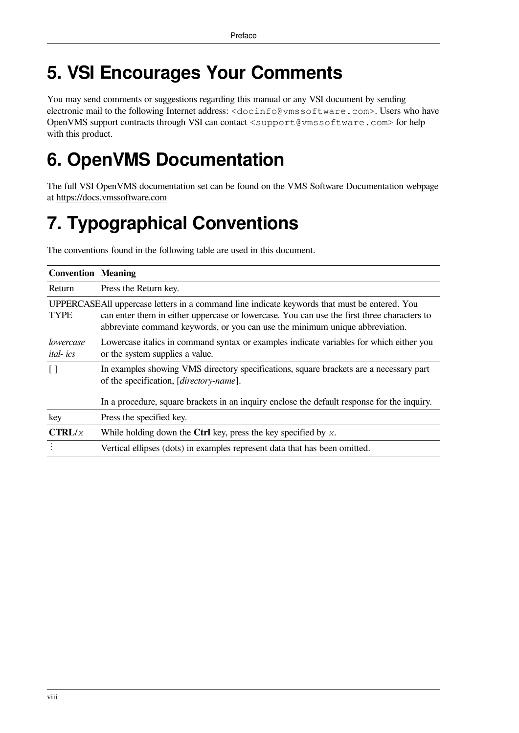# 5. VSI Encourages Your Comments

You may send comments or suggestions regarding this manual or any VSI document by sending electronic mail to the following Internet address: `<docinfo@vmssoftware.com>`. Users who have OpenVMS support contracts through VSI can contact `<support@vmssoftware.com>` for help with this product.

# 6. OpenVMS Documentation

The full VSI OpenVMS documentation set can be found on the VMS Software Documentation webpage at https://docs.vmssoftware.com

# 7. Typographical Conventions

The conventions found in the following table are used in this document.

| Convention | Meaning |
|---|---|
| Return | Press the Return key. |
| UPPERCASE TYPE | All uppercase letters in a command line indicate keywords that must be entered. You can enter them in either uppercase or lowercase. You can use the first three characters to abbreviate command keywords, or you can use the minimum unique abbreviation. |
| *lowercase ital- ics* | Lowercase italics in command syntax or examples indicate variables for which either you or the system supplies a value. |
| [ ] | In examples showing VMS directory specifications, square brackets are a necessary part of the specification, [*directory-name*].<br><br>In a procedure, square brackets in an inquiry enclose the default response for the inquiry. |
| key | Press the specified key. |
| **CTRL/***x* | While holding down the **Ctrl** key, press the key specified by *x*. |
| ⋮ | Vertical ellipses (dots) in examples represent data that has been omitted. |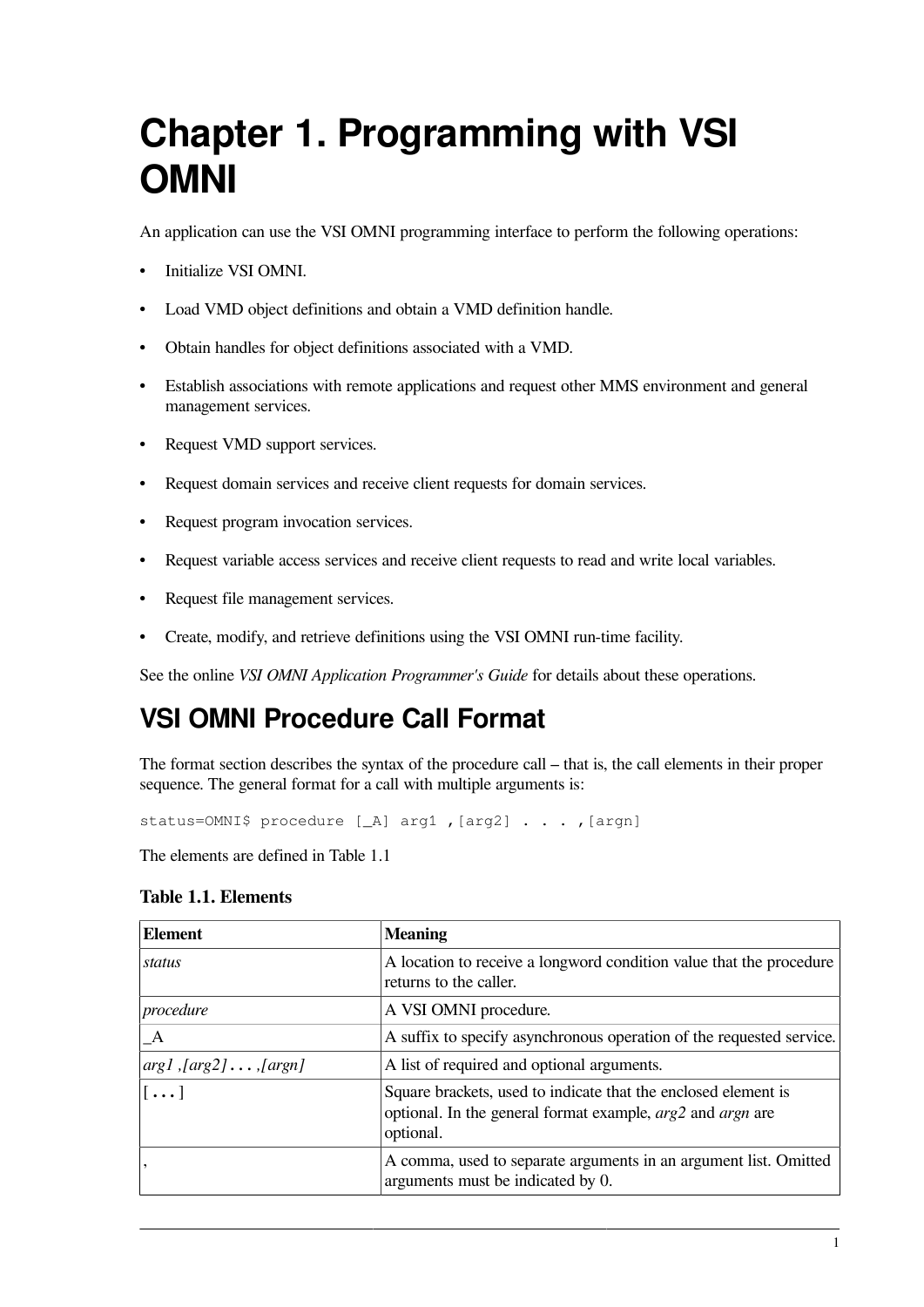# Chapter 1. Programming with VSI OMNI

An application can use the VSI OMNI programming interface to perform the following operations:

- Initialize VSI OMNI.
- Load VMD object definitions and obtain a VMD definition handle.
- Obtain handles for object definitions associated with a VMD.
- Establish associations with remote applications and request other MMS environment and general management services.
- Request VMD support services.
- Request domain services and receive client requests for domain services.
- Request program invocation services.
- Request variable access services and receive client requests to read and write local variables.
- Request file management services.
- Create, modify, and retrieve definitions using the VSI OMNI run-time facility.

See the online *VSI OMNI Application Programmer's Guide* for details about these operations.

## VSI OMNI Procedure Call Format

The format section describes the syntax of the procedure call – that is, the call elements in their proper sequence. The general format for a call with multiple arguments is:

```
status=OMNI$ procedure [_A] arg1 ,[arg2] . . . ,[argn]
```

The elements are defined in Table 1.1

**Table 1.1. Elements**

| Element | Meaning |
| --- | --- |
| *status* | A location to receive a longword condition value that the procedure returns to the caller. |
| *procedure* | A VSI OMNI procedure. |
| _A | A suffix to specify asynchronous operation of the requested service. |
| *arg1 ,[arg2] . . . ,[argn]* | A list of required and optional arguments. |
| [ . . . ] | Square brackets, used to indicate that the enclosed element is optional. In the general format example, *arg2* and *argn* are optional. |
| , | A comma, used to separate arguments in an argument list. Omitted arguments must be indicated by 0. |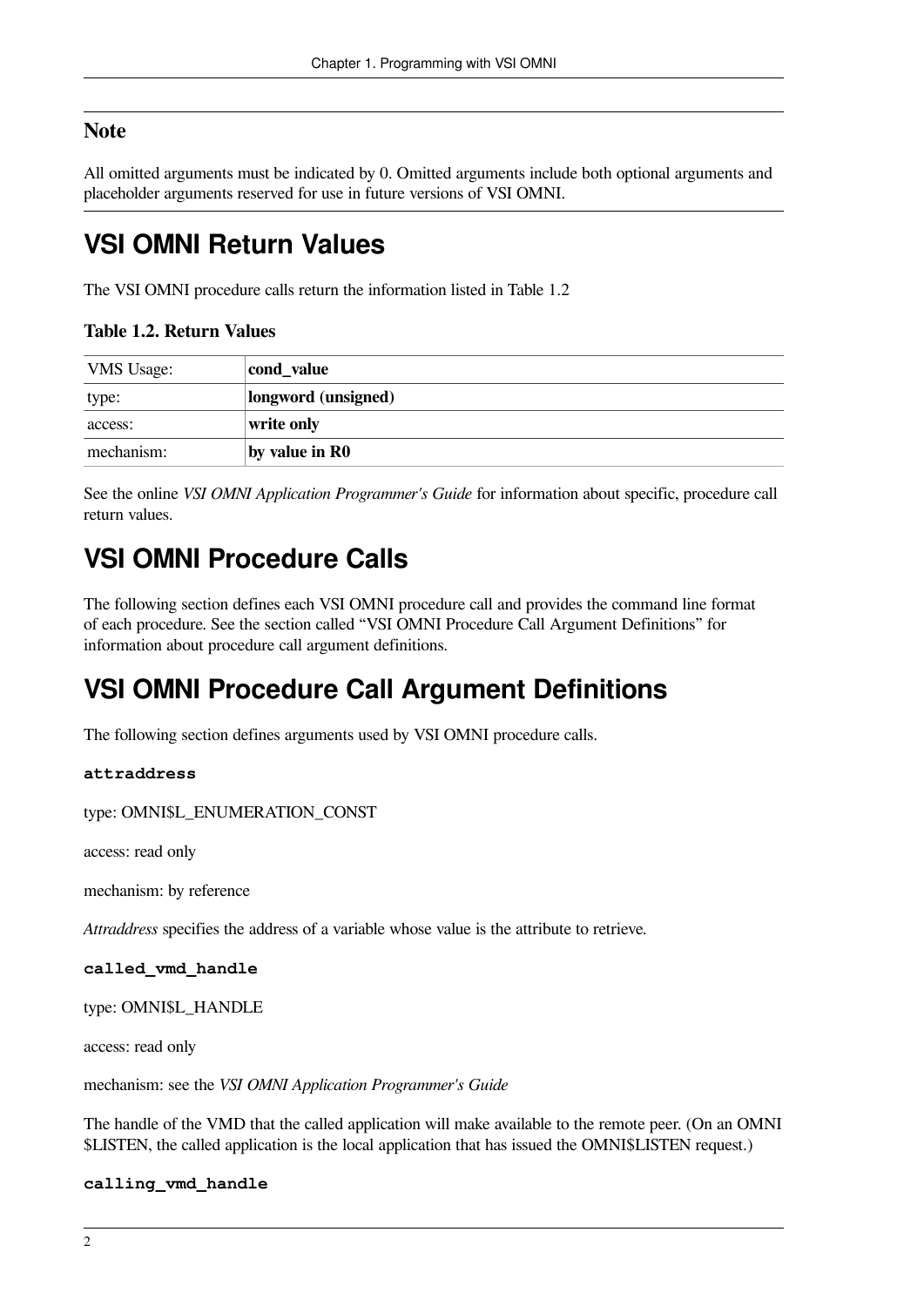### Note

All omitted arguments must be indicated by 0. Omitted arguments include both optional arguments and placeholder arguments reserved for use in future versions of VSI OMNI.

## VSI OMNI Return Values

The VSI OMNI procedure calls return the information listed in Table 1.2

**Table 1.2. Return Values**

| | |
|---|---|
| VMS Usage: | **cond_value** |
| type: | **longword (unsigned)** |
| access: | **write only** |
| mechanism: | **by value in R0** |

See the online *VSI OMNI Application Programmer's Guide* for information about specific, procedure call return values.

## VSI OMNI Procedure Calls

The following section defines each VSI OMNI procedure call and provides the command line format of each procedure. See the section called "VSI OMNI Procedure Call Argument Definitions" for information about procedure call argument definitions.

## VSI OMNI Procedure Call Argument Definitions

The following section defines arguments used by VSI OMNI procedure calls.

**`attraddress`**

type: OMNI$L_ENUMERATION_CONST

access: read only

mechanism: by reference

*Attraddress* specifies the address of a variable whose value is the attribute to retrieve.

**`called_vmd_handle`**

type: OMNI$L_HANDLE

access: read only

mechanism: see the *VSI OMNI Application Programmer's Guide*

The handle of the VMD that the called application will make available to the remote peer. (On an OMNI $LISTEN, the called application is the local application that has issued the OMNI$LISTEN request.)

**`calling_vmd_handle`**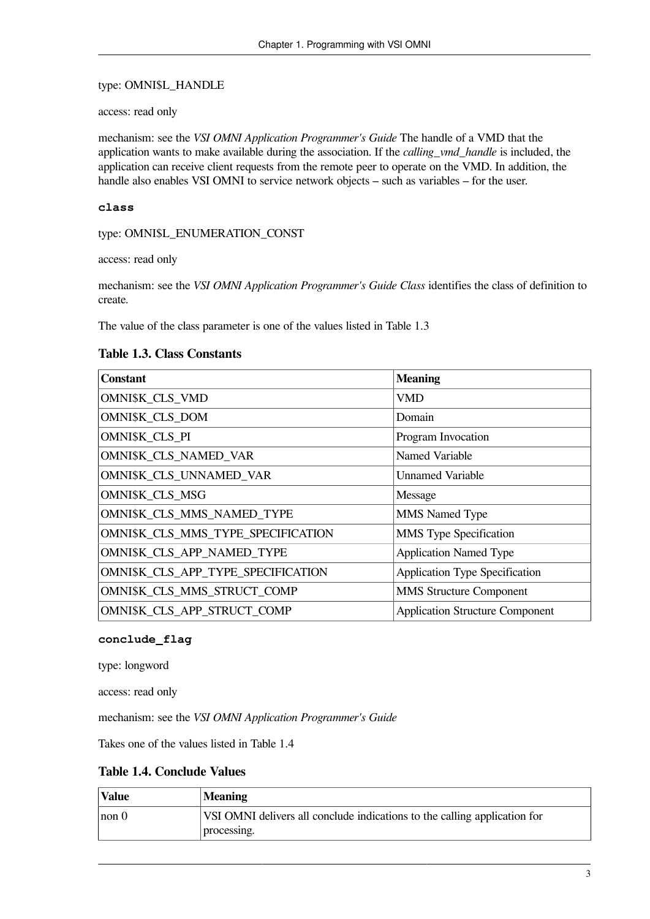type: OMNI$L_HANDLE

access: read only

mechanism: see the *VSI OMNI Application Programmer's Guide* The handle of a VMD that the application wants to make available during the association. If the *calling_vmd_handle* is included, the application can receive client requests from the remote peer to operate on the VMD. In addition, the handle also enables VSI OMNI to service network objects – such as variables – for the user.

**class**

type: OMNI$L_ENUMERATION_CONST

access: read only

mechanism: see the *VSI OMNI Application Programmer's Guide Class* identifies the class of definition to create.

The value of the class parameter is one of the values listed in Table 1.3

**Table 1.3. Class Constants**

| Constant | Meaning |
|---|---|
| OMNI$K_CLS_VMD | VMD |
| OMNI$K_CLS_DOM | Domain |
| OMNI$K_CLS_PI | Program Invocation |
| OMNI$K_CLS_NAMED_VAR | Named Variable |
| OMNI$K_CLS_UNNAMED_VAR | Unnamed Variable |
| OMNI$K_CLS_MSG | Message |
| OMNI$K_CLS_MMS_NAMED_TYPE | MMS Named Type |
| OMNI$K_CLS_MMS_TYPE_SPECIFICATION | MMS Type Specification |
| OMNI$K_CLS_APP_NAMED_TYPE | Application Named Type |
| OMNI$K_CLS_APP_TYPE_SPECIFICATION | Application Type Specification |
| OMNI$K_CLS_MMS_STRUCT_COMP | MMS Structure Component |
| OMNI$K_CLS_APP_STRUCT_COMP | Application Structure Component |

**conclude_flag**

type: longword

access: read only

mechanism: see the *VSI OMNI Application Programmer's Guide*

Takes one of the values listed in Table 1.4

**Table 1.4. Conclude Values**

| Value | Meaning |
|---|---|
| non 0 | VSI OMNI delivers all conclude indications to the calling application for processing. |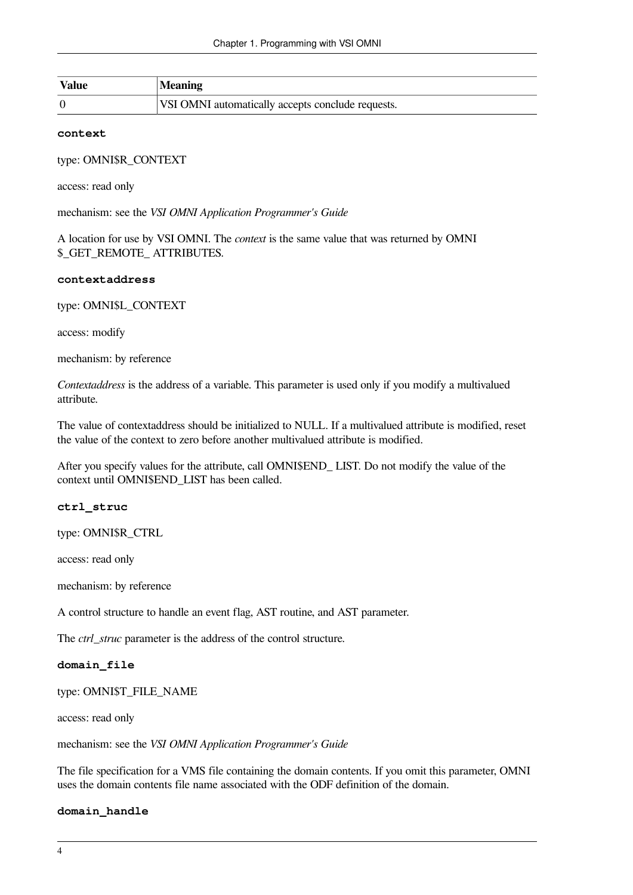| Value | Meaning |
| --- | --- |
| 0 | VSI OMNI automatically accepts conclude requests. |

**context**

type: OMNI$R_CONTEXT

access: read only

mechanism: see the *VSI OMNI Application Programmer's Guide*

A location for use by VSI OMNI. The *context* is the same value that was returned by OMNI $_GET_REMOTE_ ATTRIBUTES.

**contextaddress**

type: OMNI$L_CONTEXT

access: modify

mechanism: by reference

*Contextaddress* is the address of a variable. This parameter is used only if you modify a multivalued attribute.

The value of contextaddress should be initialized to NULL. If a multivalued attribute is modified, reset the value of the context to zero before another multivalued attribute is modified.

After you specify values for the attribute, call OMNI$END_ LIST. Do not modify the value of the context until OMNI$END_LIST has been called.

**ctrl_struc**

type: OMNI$R_CTRL

access: read only

mechanism: by reference

A control structure to handle an event flag, AST routine, and AST parameter.

The *ctrl_struc* parameter is the address of the control structure.

**domain_file**

type: OMNI$T_FILE_NAME

access: read only

mechanism: see the *VSI OMNI Application Programmer's Guide*

The file specification for a VMS file containing the domain contents. If you omit this parameter, OMNI uses the domain contents file name associated with the ODF definition of the domain.

**domain_handle**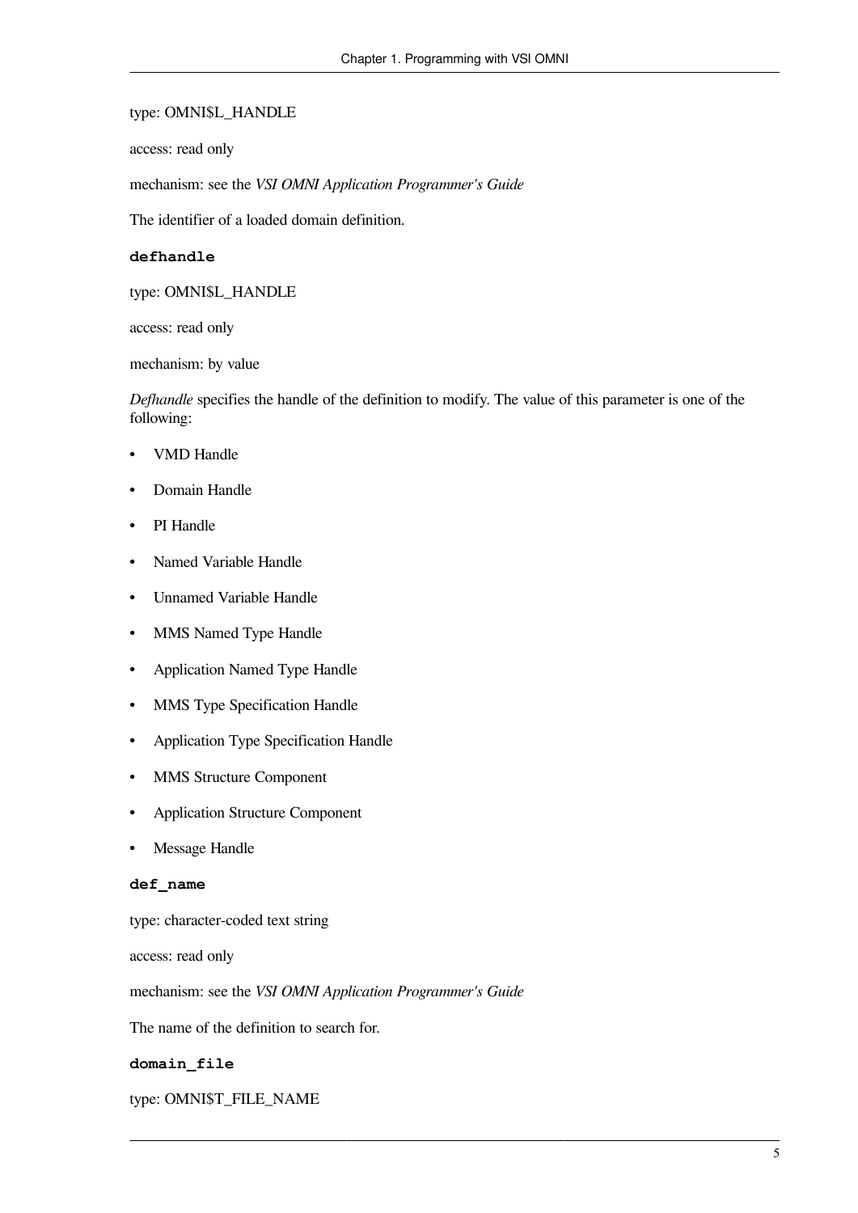type: OMNI$L_HANDLE

access: read only

mechanism: see the *VSI OMNI Application Programmer's Guide*

The identifier of a loaded domain definition.

**defhandle**

type: OMNI$L_HANDLE

access: read only

mechanism: by value

*Defhandle* specifies the handle of the definition to modify. The value of this parameter is one of the following:

- VMD Handle
- Domain Handle
- PI Handle
- Named Variable Handle
- Unnamed Variable Handle
- MMS Named Type Handle
- Application Named Type Handle
- MMS Type Specification Handle
- Application Type Specification Handle
- MMS Structure Component
- Application Structure Component
- Message Handle

**def_name**

type: character-coded text string

access: read only

mechanism: see the *VSI OMNI Application Programmer's Guide*

The name of the definition to search for.

**domain_file**

type: OMNI$T_FILE_NAME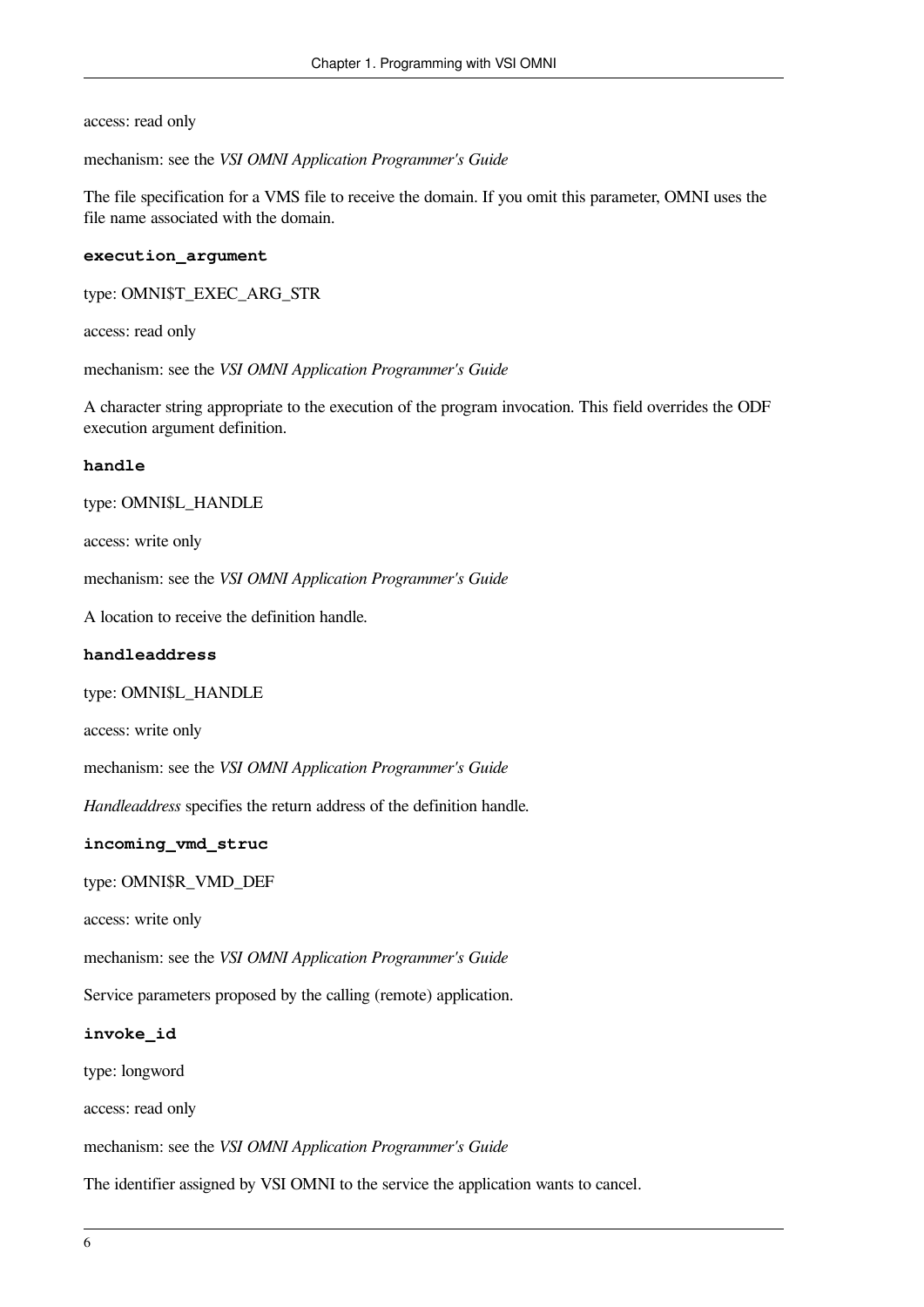access: read only

mechanism: see the *VSI OMNI Application Programmer's Guide*

The file specification for a VMS file to receive the domain. If you omit this parameter, OMNI uses the file name associated with the domain.

**execution_argument**

type: OMNI$T_EXEC_ARG_STR

access: read only

mechanism: see the *VSI OMNI Application Programmer's Guide*

A character string appropriate to the execution of the program invocation. This field overrides the ODF execution argument definition.

**handle**

type: OMNI$L_HANDLE

access: write only

mechanism: see the *VSI OMNI Application Programmer's Guide*

A location to receive the definition handle.

**handleaddress**

type: OMNI$L_HANDLE

access: write only

mechanism: see the *VSI OMNI Application Programmer's Guide*

*Handleaddress* specifies the return address of the definition handle.

**incoming_vmd_struc**

type: OMNI$R_VMD_DEF

access: write only

mechanism: see the *VSI OMNI Application Programmer's Guide*

Service parameters proposed by the calling (remote) application.

**invoke_id**

type: longword

access: read only

mechanism: see the *VSI OMNI Application Programmer's Guide*

The identifier assigned by VSI OMNI to the service the application wants to cancel.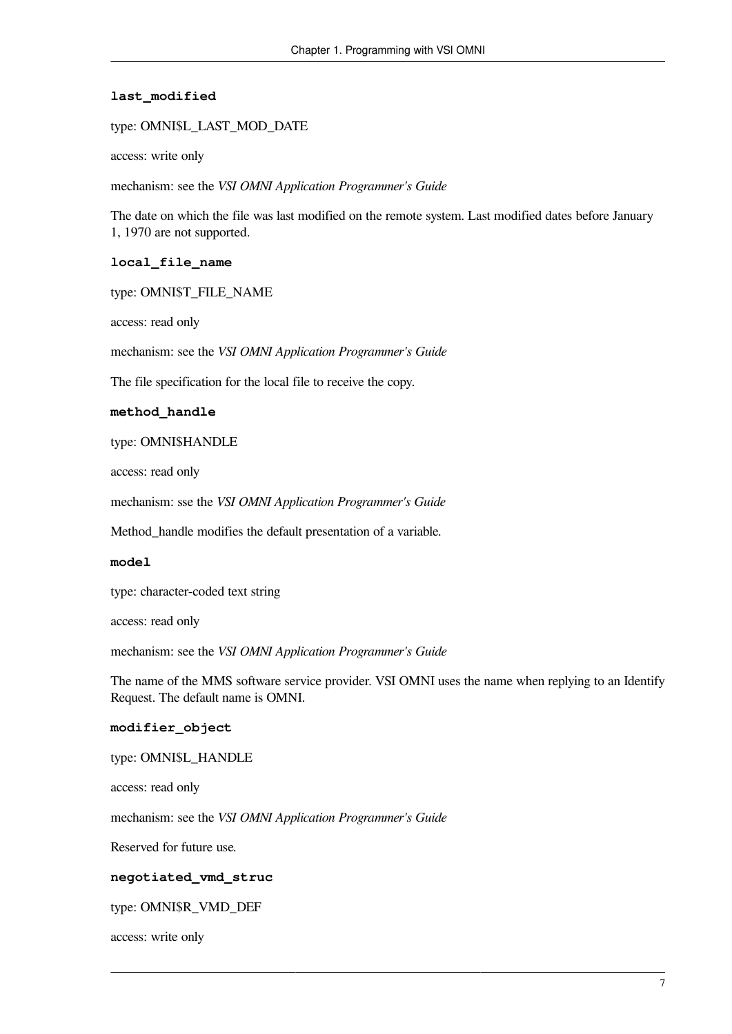**last_modified**

type: OMNI$L_LAST_MOD_DATE

access: write only

mechanism: see the *VSI OMNI Application Programmer's Guide*

The date on which the file was last modified on the remote system. Last modified dates before January 1, 1970 are not supported.

**local_file_name**

type: OMNI$T_FILE_NAME

access: read only

mechanism: see the *VSI OMNI Application Programmer's Guide*

The file specification for the local file to receive the copy.

**method_handle**

type: OMNI$HANDLE

access: read only

mechanism: sse the *VSI OMNI Application Programmer's Guide*

Method_handle modifies the default presentation of a variable.

**model**

type: character-coded text string

access: read only

mechanism: see the *VSI OMNI Application Programmer's Guide*

The name of the MMS software service provider. VSI OMNI uses the name when replying to an Identify Request. The default name is OMNI.

**modifier_object**

type: OMNI$L_HANDLE

access: read only

mechanism: see the *VSI OMNI Application Programmer's Guide*

Reserved for future use.

**negotiated_vmd_struc**

type: OMNI$R_VMD_DEF

access: write only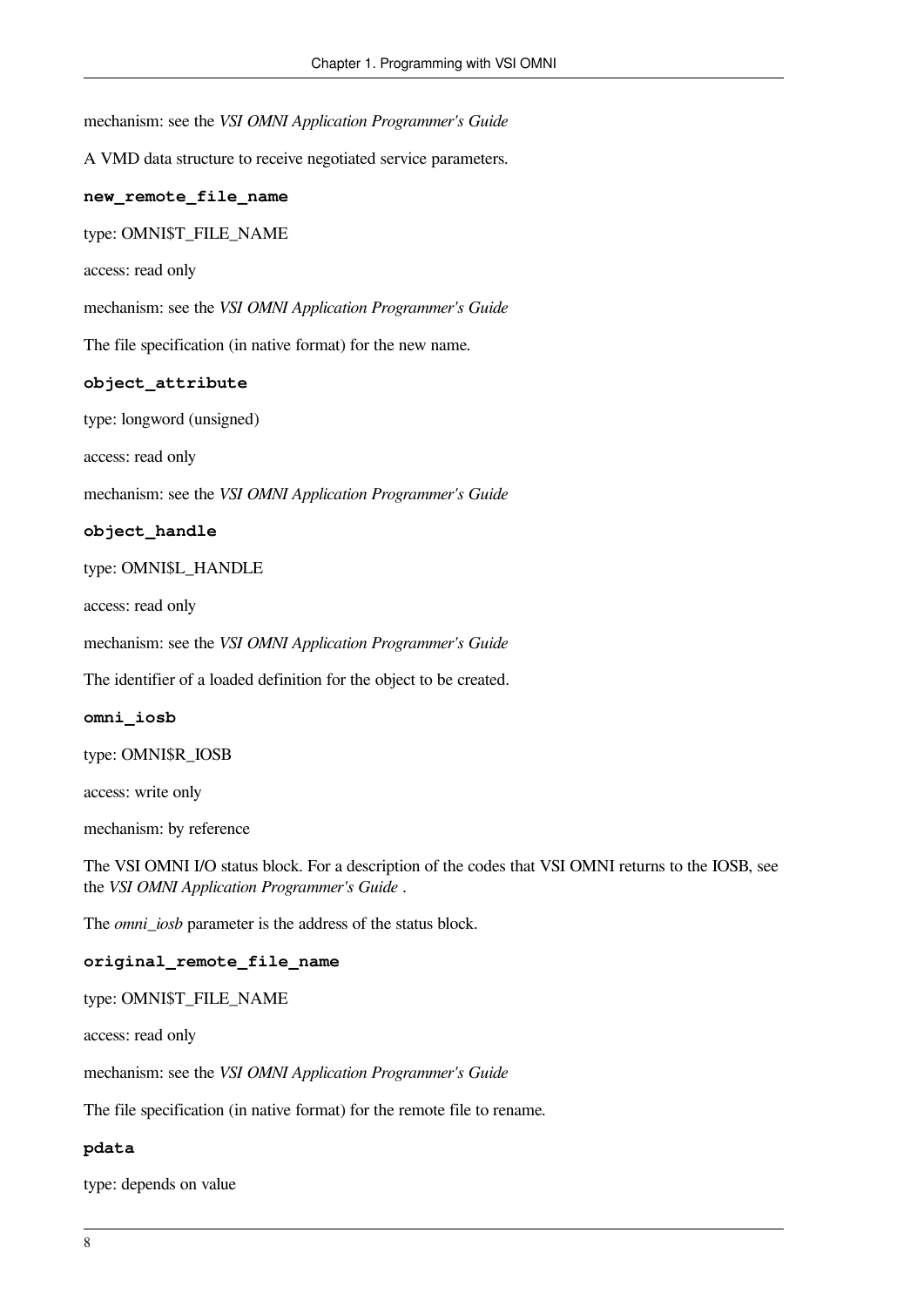mechanism: see the *VSI OMNI Application Programmer's Guide*

A VMD data structure to receive negotiated service parameters.

**new_remote_file_name**

type: OMNI$T_FILE_NAME

access: read only

mechanism: see the *VSI OMNI Application Programmer's Guide*

The file specification (in native format) for the new name.

**object_attribute**

type: longword (unsigned)

access: read only

mechanism: see the *VSI OMNI Application Programmer's Guide*

**object_handle**

type: OMNI$L_HANDLE

access: read only

mechanism: see the *VSI OMNI Application Programmer's Guide*

The identifier of a loaded definition for the object to be created.

**omni_iosb**

type: OMNI$R_IOSB

access: write only

mechanism: by reference

The VSI OMNI I/O status block. For a description of the codes that VSI OMNI returns to the IOSB, see the *VSI OMNI Application Programmer's Guide* .

The *omni_iosb* parameter is the address of the status block.

**original_remote_file_name**

type: OMNI$T_FILE_NAME

access: read only

mechanism: see the *VSI OMNI Application Programmer's Guide*

The file specification (in native format) for the remote file to rename.

**pdata**

type: depends on value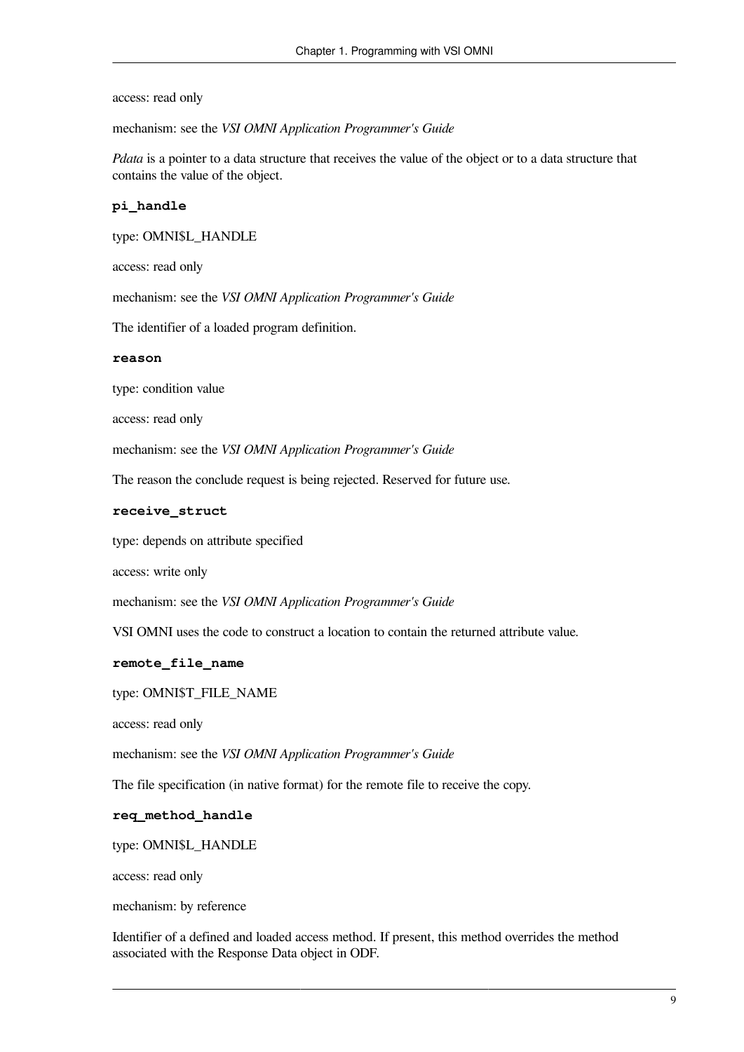access: read only

mechanism: see the *VSI OMNI Application Programmer's Guide*

*Pdata* is a pointer to a data structure that receives the value of the object or to a data structure that contains the value of the object.

**`pi_handle`**

type: OMNI$L_HANDLE

access: read only

mechanism: see the *VSI OMNI Application Programmer's Guide*

The identifier of a loaded program definition.

**`reason`**

type: condition value

access: read only

mechanism: see the *VSI OMNI Application Programmer's Guide*

The reason the conclude request is being rejected. Reserved for future use.

**`receive_struct`**

type: depends on attribute specified

access: write only

mechanism: see the *VSI OMNI Application Programmer's Guide*

VSI OMNI uses the code to construct a location to contain the returned attribute value.

**`remote_file_name`**

type: OMNI$T_FILE_NAME

access: read only

mechanism: see the *VSI OMNI Application Programmer's Guide*

The file specification (in native format) for the remote file to receive the copy.

**`req_method_handle`**

type: OMNI$L_HANDLE

access: read only

mechanism: by reference

Identifier of a defined and loaded access method. If present, this method overrides the method associated with the Response Data object in ODF.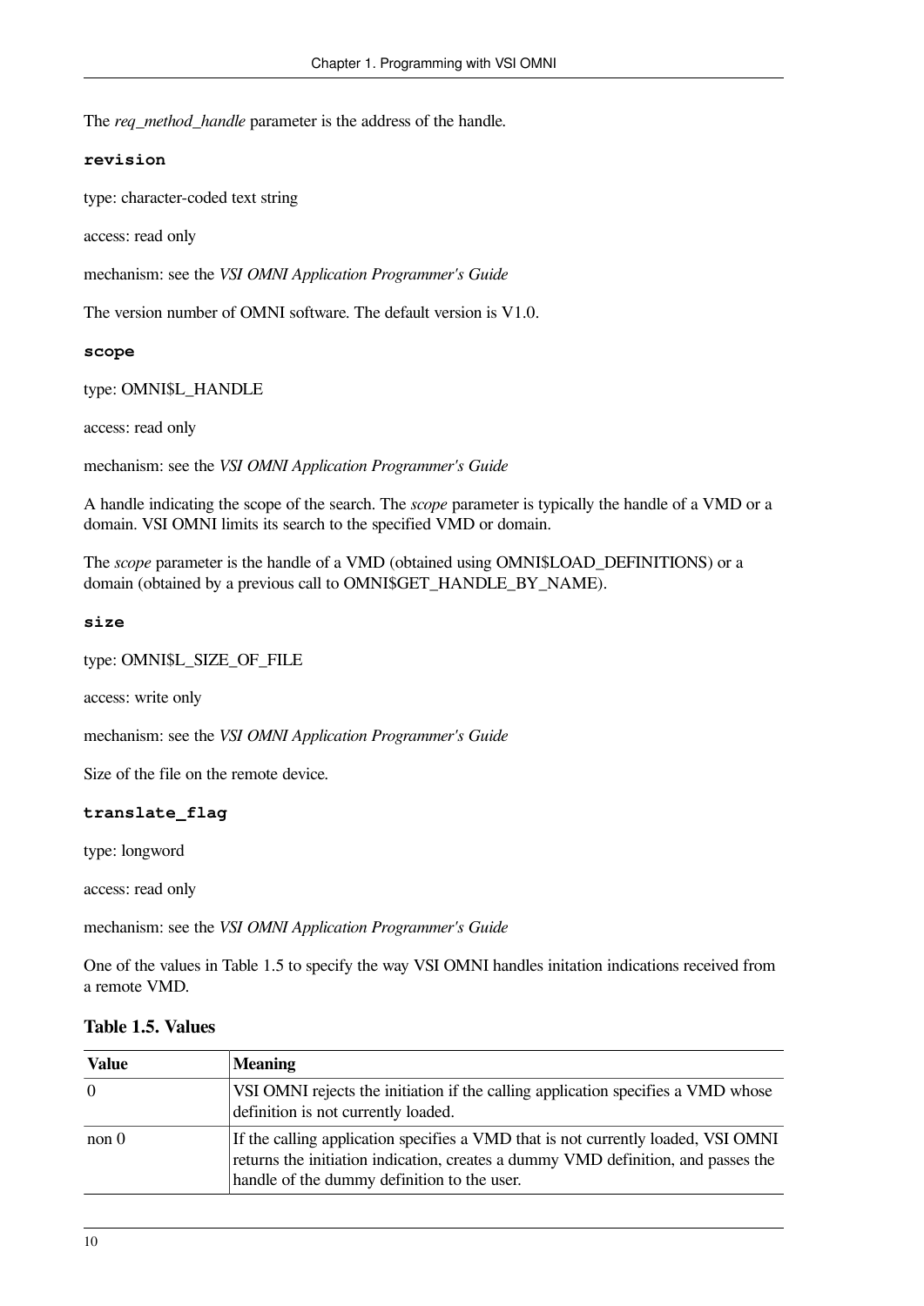The *req_method_handle* parameter is the address of the handle.

**revision**

type: character-coded text string

access: read only

mechanism: see the *VSI OMNI Application Programmer's Guide*

The version number of OMNI software. The default version is V1.0.

**scope**

type: OMNI$L_HANDLE

access: read only

mechanism: see the *VSI OMNI Application Programmer's Guide*

A handle indicating the scope of the search. The *scope* parameter is typically the handle of a VMD or a domain. VSI OMNI limits its search to the specified VMD or domain.

The *scope* parameter is the handle of a VMD (obtained using OMNI$LOAD_DEFINITIONS) or a domain (obtained by a previous call to OMNI$GET_HANDLE_BY_NAME).

**size**

type: OMNI$L_SIZE_OF_FILE

access: write only

mechanism: see the *VSI OMNI Application Programmer's Guide*

Size of the file on the remote device.

**translate_flag**

type: longword

access: read only

mechanism: see the *VSI OMNI Application Programmer's Guide*

One of the values in Table 1.5 to specify the way VSI OMNI handles initation indications received from a remote VMD.

**Table 1.5. Values**

| Value | Meaning |
| --- | --- |
| 0 | VSI OMNI rejects the initiation if the calling application specifies a VMD whose definition is not currently loaded. |
| non 0 | If the calling application specifies a VMD that is not currently loaded, VSI OMNI returns the initiation indication, creates a dummy VMD definition, and passes the handle of the dummy definition to the user. |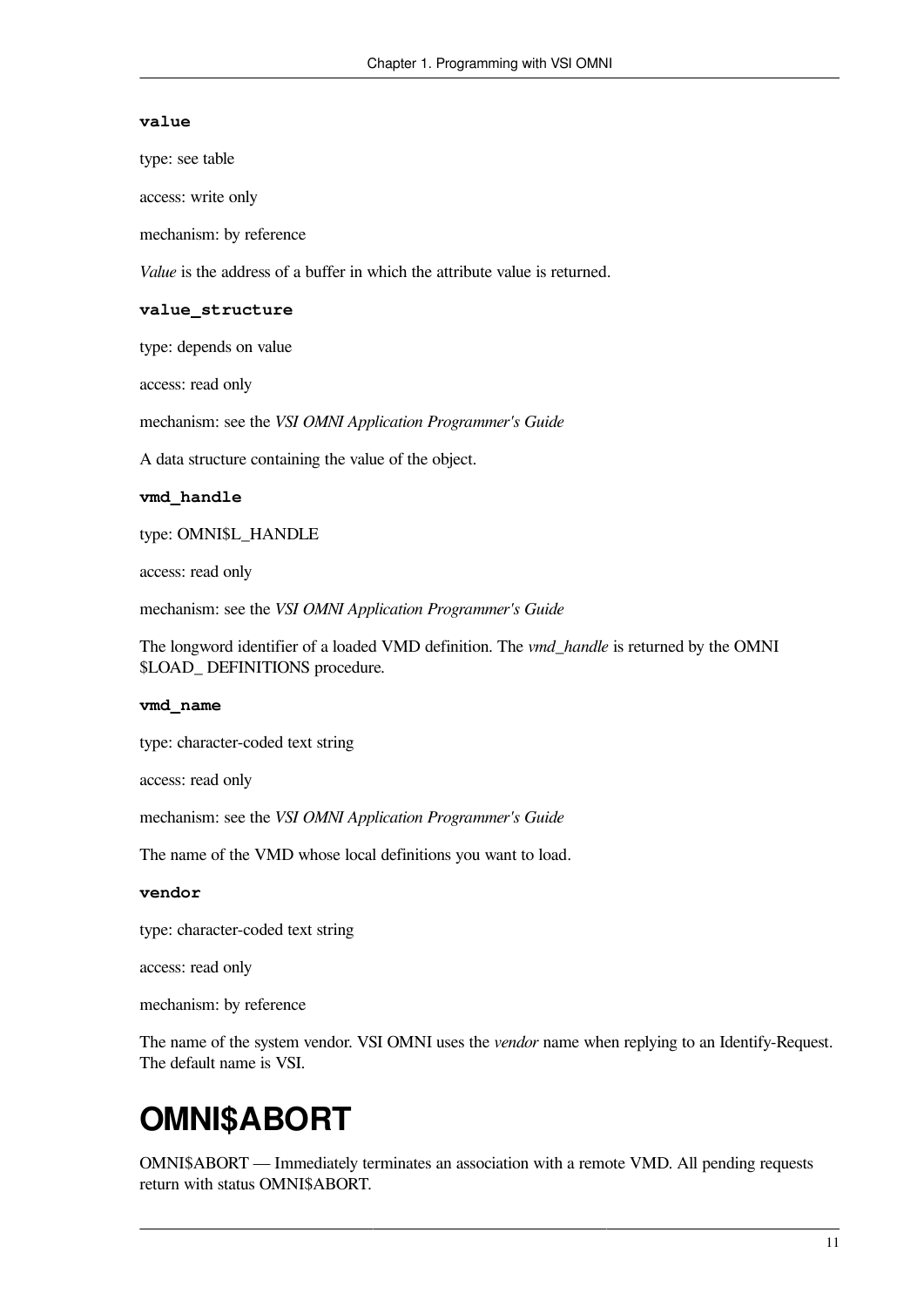**value**

type: see table

access: write only

mechanism: by reference

*Value* is the address of a buffer in which the attribute value is returned.

**value_structure**

type: depends on value

access: read only

mechanism: see the *VSI OMNI Application Programmer's Guide*

A data structure containing the value of the object.

**vmd_handle**

type: OMNI$L_HANDLE

access: read only

mechanism: see the *VSI OMNI Application Programmer's Guide*

The longword identifier of a loaded VMD definition. The *vmd_handle* is returned by the OMNI $LOAD_ DEFINITIONS procedure.

**vmd_name**

type: character-coded text string

access: read only

mechanism: see the *VSI OMNI Application Programmer's Guide*

The name of the VMD whose local definitions you want to load.

**vendor**

type: character-coded text string

access: read only

mechanism: by reference

The name of the system vendor. VSI OMNI uses the *vendor* name when replying to an Identify-Request. The default name is VSI.

# OMNI$ABORT

OMNI$ABORT — Immediately terminates an association with a remote VMD. All pending requests return with status OMNI$ABORT.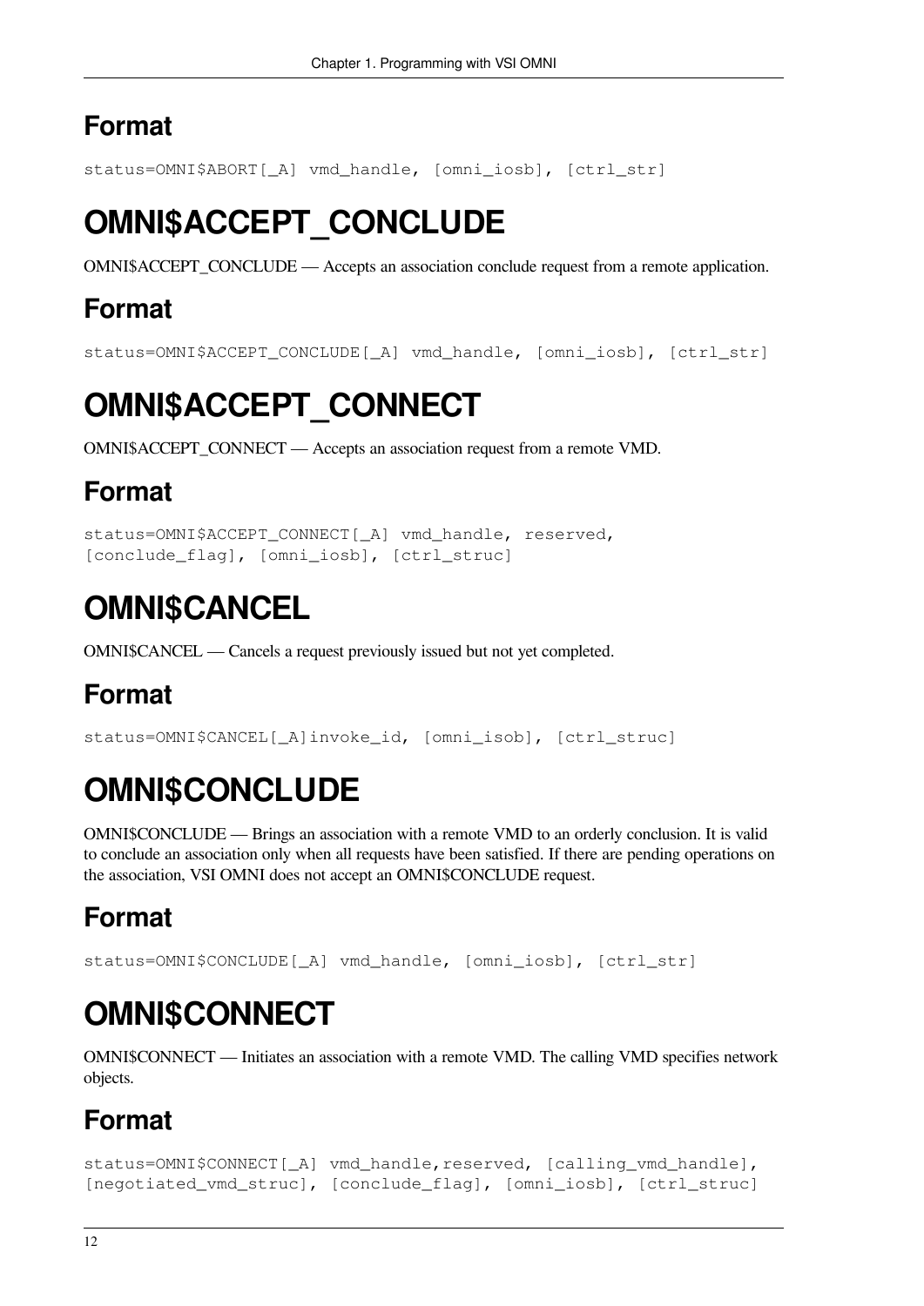## Format

```
status=OMNI$ABORT[_A] vmd_handle, [omni_iosb], [ctrl_str]
```

# OMNI$ACCEPT_CONCLUDE

OMNI$ACCEPT_CONCLUDE — Accepts an association conclude request from a remote application.

## Format

```
status=OMNI$ACCEPT_CONCLUDE[_A] vmd_handle, [omni_iosb], [ctrl_str]
```

# OMNI$ACCEPT_CONNECT

OMNI$ACCEPT_CONNECT — Accepts an association request from a remote VMD.

## Format

```
status=OMNI$ACCEPT_CONNECT[_A] vmd_handle, reserved,
[conclude_flag], [omni_iosb], [ctrl_struc]
```

# OMNI$CANCEL

OMNI$CANCEL — Cancels a request previously issued but not yet completed.

## Format

```
status=OMNI$CANCEL[_A]invoke_id, [omni_isob], [ctrl_struc]
```

# OMNI$CONCLUDE

OMNI$CONCLUDE — Brings an association with a remote VMD to an orderly conclusion. It is valid to conclude an association only when all requests have been satisfied. If there are pending operations on the association, VSI OMNI does not accept an OMNI$CONCLUDE request.

## Format

```
status=OMNI$CONCLUDE[_A] vmd_handle, [omni_iosb], [ctrl_str]
```

# OMNI$CONNECT

OMNI$CONNECT — Initiates an association with a remote VMD. The calling VMD specifies network objects.

## Format

```
status=OMNI$CONNECT[_A] vmd_handle,reserved, [calling_vmd_handle],
[negotiated_vmd_struc], [conclude_flag], [omni_iosb], [ctrl_struc]
```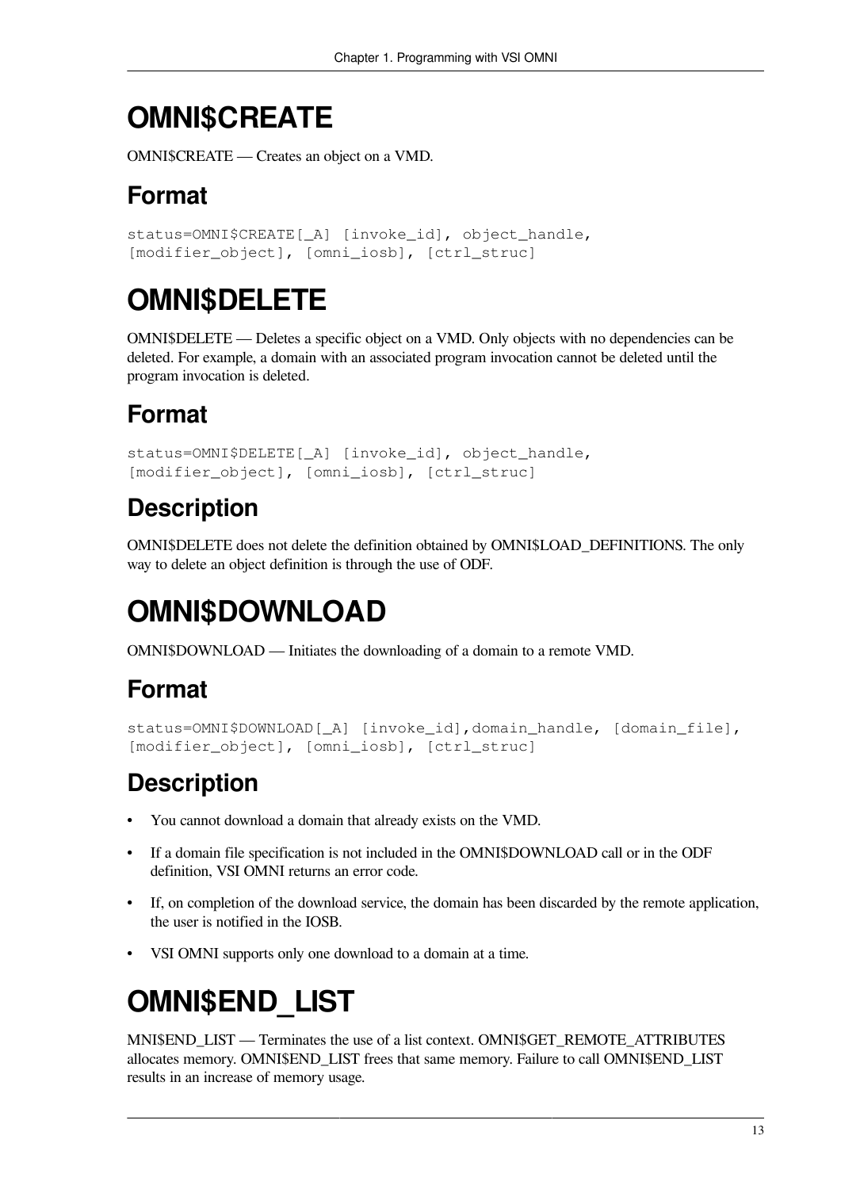# OMNI$CREATE

OMNI$CREATE — Creates an object on a VMD.

## Format

```
status=OMNI$CREATE[_A] [invoke_id], object_handle,
[modifier_object], [omni_iosb], [ctrl_struc]
```

# OMNI$DELETE

OMNI$DELETE — Deletes a specific object on a VMD. Only objects with no dependencies can be deleted. For example, a domain with an associated program invocation cannot be deleted until the program invocation is deleted.

## Format

```
status=OMNI$DELETE[_A] [invoke_id], object_handle,
[modifier_object], [omni_iosb], [ctrl_struc]
```

## Description

OMNI$DELETE does not delete the definition obtained by OMNI$LOAD_DEFINITIONS. The only way to delete an object definition is through the use of ODF.

# OMNI$DOWNLOAD

OMNI$DOWNLOAD — Initiates the downloading of a domain to a remote VMD.

## Format

```
status=OMNI$DOWNLOAD[_A] [invoke_id],domain_handle, [domain_file],
[modifier_object], [omni_iosb], [ctrl_struc]
```

## Description

- You cannot download a domain that already exists on the VMD.
- If a domain file specification is not included in the OMNI$DOWNLOAD call or in the ODF definition, VSI OMNI returns an error code.
- If, on completion of the download service, the domain has been discarded by the remote application, the user is notified in the IOSB.
- VSI OMNI supports only one download to a domain at a time.

# OMNI$END_LIST

MNI$END_LIST — Terminates the use of a list context. OMNI$GET_REMOTE_ATTRIBUTES allocates memory. OMNI$END_LIST frees that same memory. Failure to call OMNI$END_LIST results in an increase of memory usage.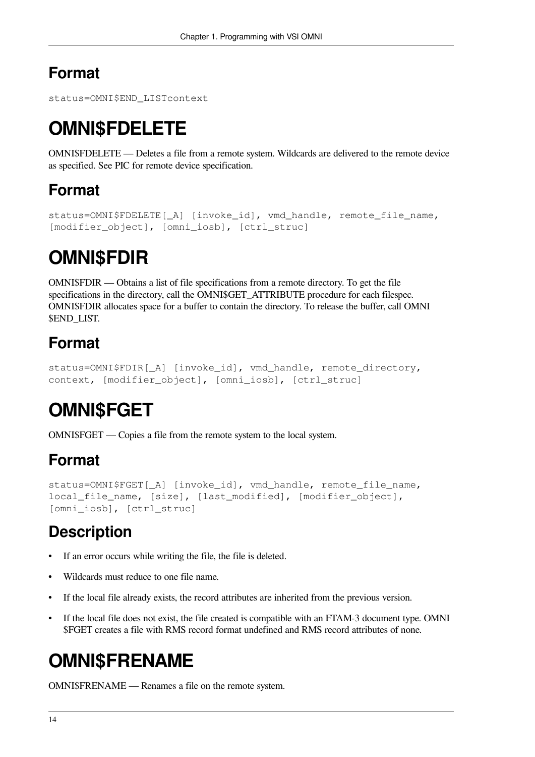## Format

```
status=OMNI$END_LISTcontext
```

# OMNI$FDELETE

OMNI$FDELETE — Deletes a file from a remote system. Wildcards are delivered to the remote device as specified. See PIC for remote device specification.

## Format

```
status=OMNI$FDELETE[_A] [invoke_id], vmd_handle, remote_file_name,
[modifier_object], [omni_iosb], [ctrl_struc]
```

# OMNI$FDIR

OMNI$FDIR — Obtains a list of file specifications from a remote directory. To get the file specifications in the directory, call the OMNI$GET_ATTRIBUTE procedure for each filespec. OMNI$FDIR allocates space for a buffer to contain the directory. To release the buffer, call OMNI $END_LIST.

## Format

```
status=OMNI$FDIR[_A] [invoke_id], vmd_handle, remote_directory,
context, [modifier_object], [omni_iosb], [ctrl_struc]
```

# OMNI$FGET

OMNI$FGET — Copies a file from the remote system to the local system.

## Format

```
status=OMNI$FGET[_A] [invoke_id], vmd_handle, remote_file_name,
local_file_name, [size], [last_modified], [modifier_object],
[omni_iosb], [ctrl_struc]
```

## Description

- If an error occurs while writing the file, the file is deleted.
- Wildcards must reduce to one file name.
- If the local file already exists, the record attributes are inherited from the previous version.
- If the local file does not exist, the file created is compatible with an FTAM-3 document type. OMNI $FGET creates a file with RMS record format undefined and RMS record attributes of none.

# OMNI$FRENAME

OMNI$FRENAME — Renames a file on the remote system.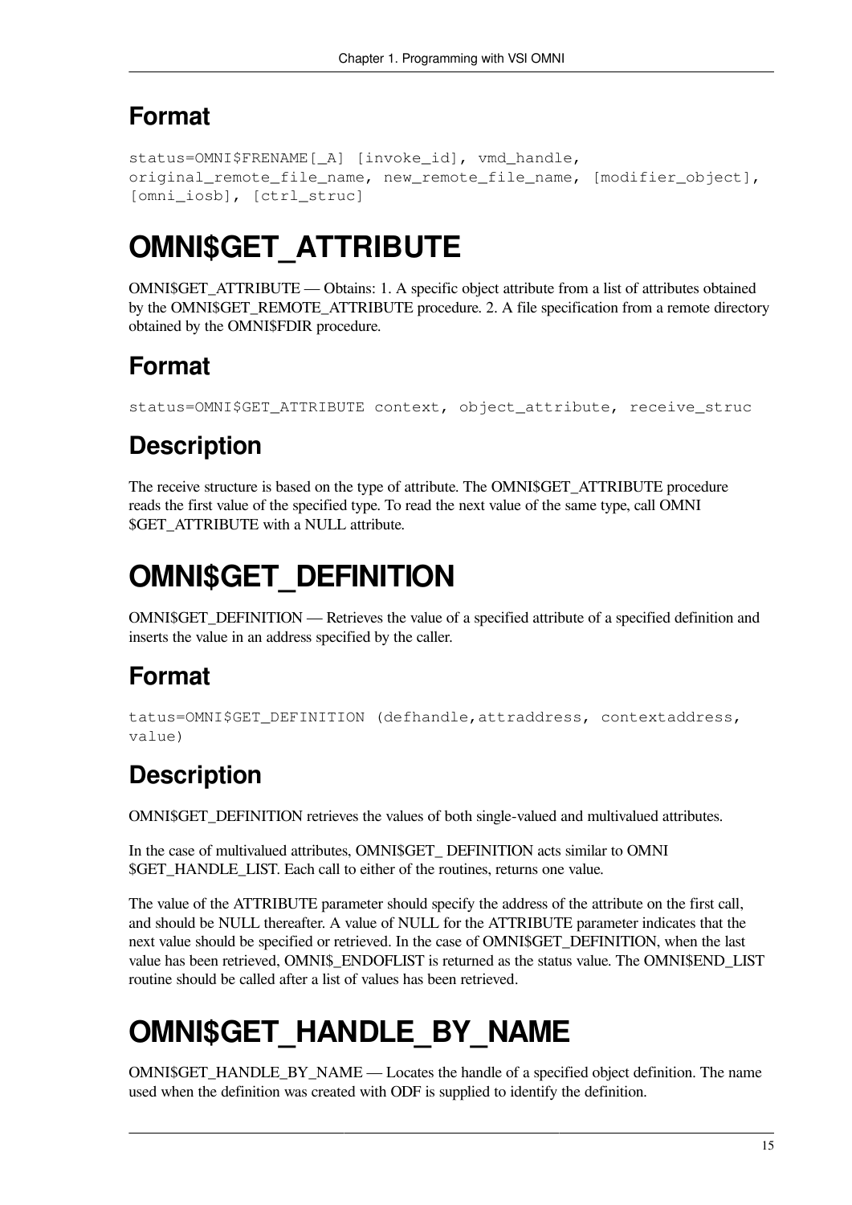## Format

```
status=OMNI$FRENAME[_A] [invoke_id], vmd_handle,
original_remote_file_name, new_remote_file_name, [modifier_object],
[omni_iosb], [ctrl_struc]
```

# OMNI$GET_ATTRIBUTE

OMNI$GET_ATTRIBUTE — Obtains: 1. A specific object attribute from a list of attributes obtained by the OMNI$GET_REMOTE_ATTRIBUTE procedure. 2. A file specification from a remote directory obtained by the OMNI$FDIR procedure.

## Format

```
status=OMNI$GET_ATTRIBUTE context, object_attribute, receive_struc
```

## Description

The receive structure is based on the type of attribute. The OMNI$GET_ATTRIBUTE procedure reads the first value of the specified type. To read the next value of the same type, call OMNI $GET_ATTRIBUTE with a NULL attribute.

# OMNI$GET_DEFINITION

OMNI$GET_DEFINITION — Retrieves the value of a specified attribute of a specified definition and inserts the value in an address specified by the caller.

## Format

```
tatus=OMNI$GET_DEFINITION (defhandle,attraddress, contextaddress,
value)
```

## Description

OMNI$GET_DEFINITION retrieves the values of both single-valued and multivalued attributes.

In the case of multivalued attributes, OMNI$GET_ DEFINITION acts similar to OMNI $GET_HANDLE_LIST. Each call to either of the routines, returns one value.

The value of the ATTRIBUTE parameter should specify the address of the attribute on the first call, and should be NULL thereafter. A value of NULL for the ATTRIBUTE parameter indicates that the next value should be specified or retrieved. In the case of OMNI$GET_DEFINITION, when the last value has been retrieved, OMNI$_ENDOFLIST is returned as the status value. The OMNI$END_LIST routine should be called after a list of values has been retrieved.

# OMNI$GET_HANDLE_BY_NAME

OMNI$GET_HANDLE_BY_NAME — Locates the handle of a specified object definition. The name used when the definition was created with ODF is supplied to identify the definition.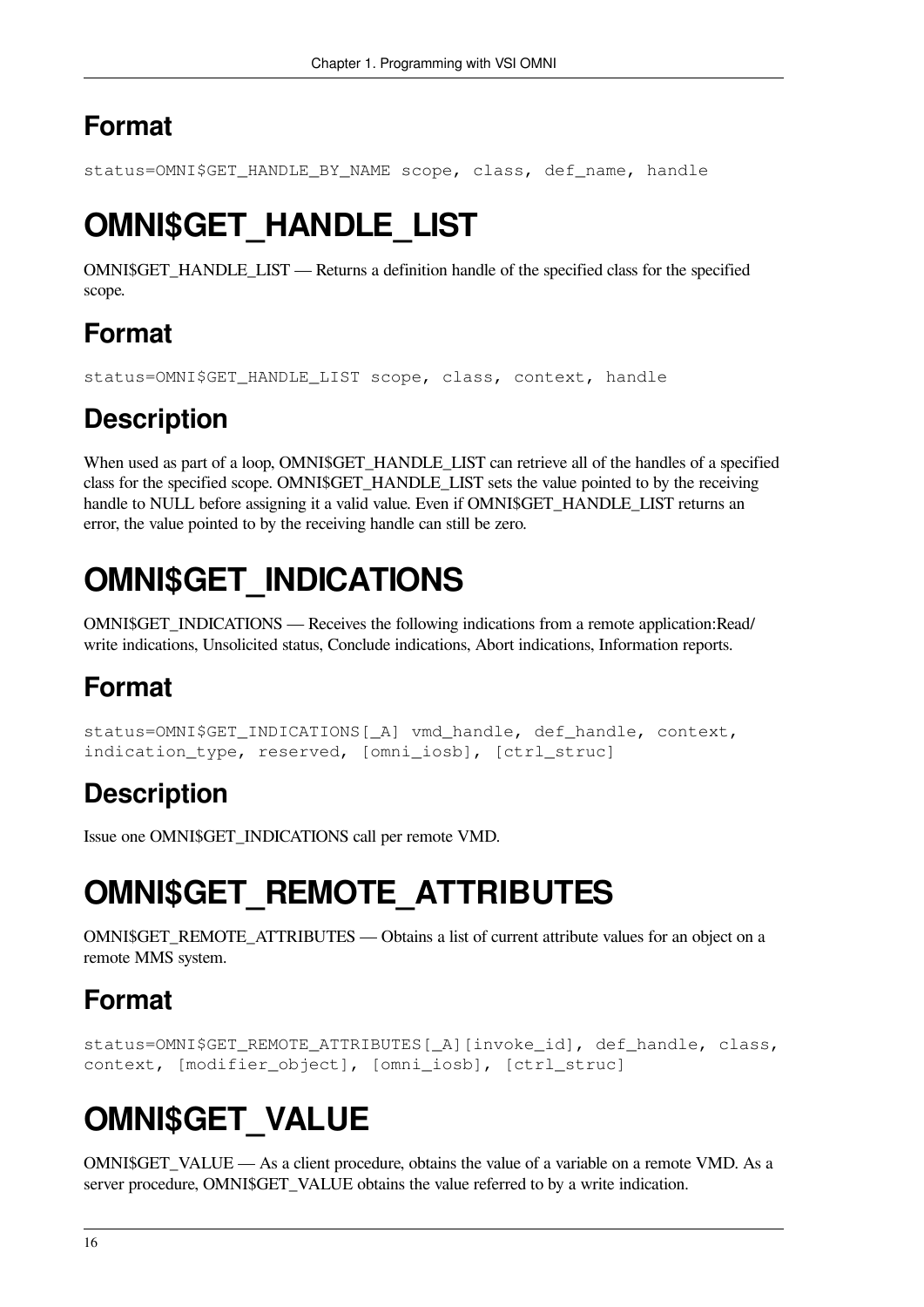## Format

```
status=OMNI$GET_HANDLE_BY_NAME scope, class, def_name, handle
```

# OMNI$GET_HANDLE_LIST

OMNI$GET_HANDLE_LIST — Returns a definition handle of the specified class for the specified scope.

## Format

```
status=OMNI$GET_HANDLE_LIST scope, class, context, handle
```

## Description

When used as part of a loop, OMNI$GET_HANDLE_LIST can retrieve all of the handles of a specified class for the specified scope. OMNI$GET_HANDLE_LIST sets the value pointed to by the receiving handle to NULL before assigning it a valid value. Even if OMNI$GET_HANDLE_LIST returns an error, the value pointed to by the receiving handle can still be zero.

# OMNI$GET_INDICATIONS

OMNI$GET_INDICATIONS — Receives the following indications from a remote application:Read/write indications, Unsolicited status, Conclude indications, Abort indications, Information reports.

## Format

```
status=OMNI$GET_INDICATIONS[_A] vmd_handle, def_handle, context,
indication_type, reserved, [omni_iosb], [ctrl_struc]
```

## Description

Issue one OMNI$GET_INDICATIONS call per remote VMD.

# OMNI$GET_REMOTE_ATTRIBUTES

OMNI$GET_REMOTE_ATTRIBUTES — Obtains a list of current attribute values for an object on a remote MMS system.

## Format

```
status=OMNI$GET_REMOTE_ATTRIBUTES[_A][invoke_id], def_handle, class,
context, [modifier_object], [omni_iosb], [ctrl_struc]
```

# OMNI$GET_VALUE

OMNI$GET_VALUE — As a client procedure, obtains the value of a variable on a remote VMD. As a server procedure, OMNI$GET_VALUE obtains the value referred to by a write indication.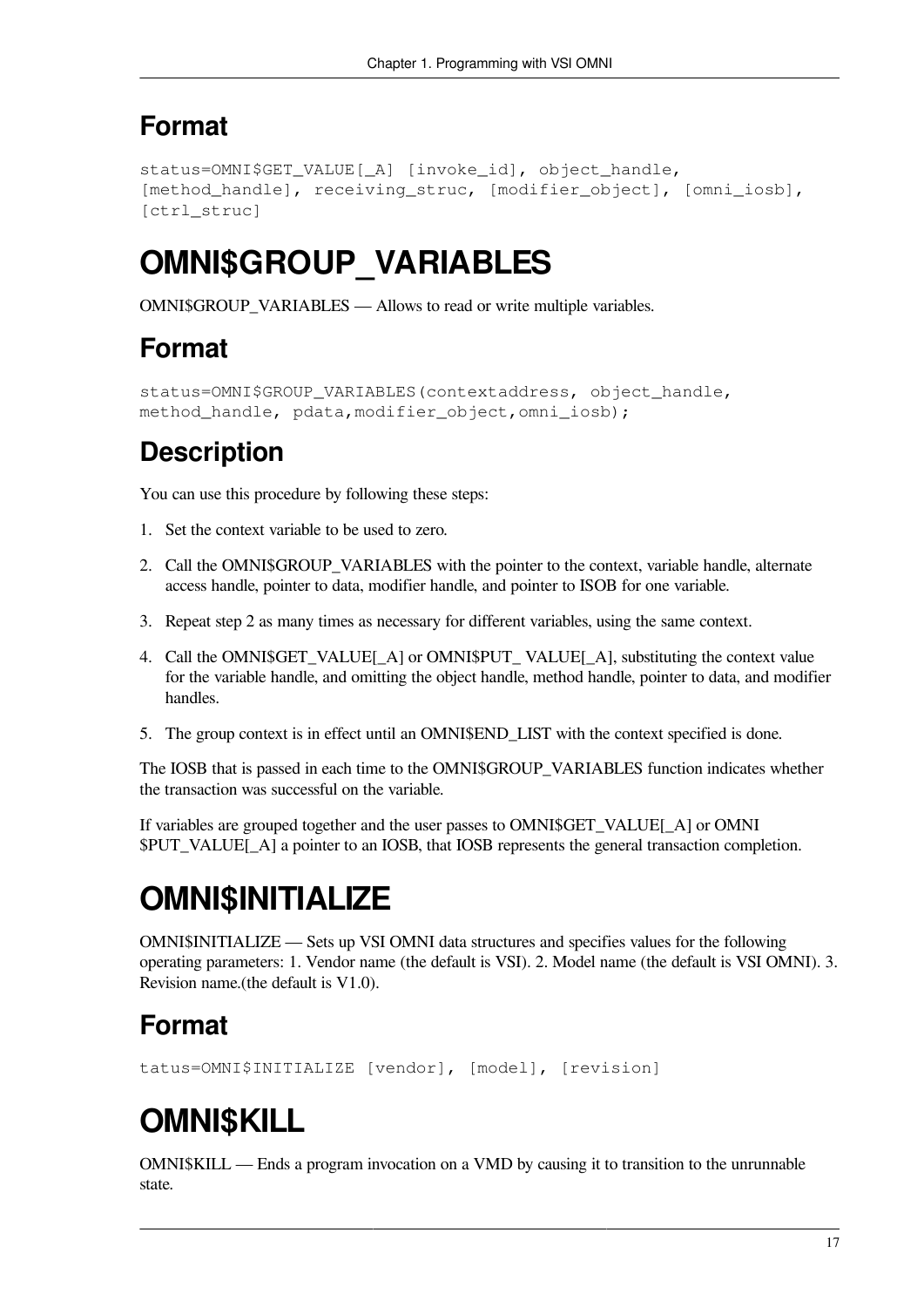## Format

```
status=OMNI$GET_VALUE[_A] [invoke_id], object_handle,
[method_handle], receiving_struc, [modifier_object], [omni_iosb],
[ctrl_struc]
```

# OMNI$GROUP_VARIABLES

OMNI$GROUP_VARIABLES — Allows to read or write multiple variables.

## Format

```
status=OMNI$GROUP_VARIABLES(contextaddress, object_handle,
method_handle, pdata,modifier_object,omni_iosb);
```

## Description

You can use this procedure by following these steps:

1. Set the context variable to be used to zero.
2. Call the OMNI$GROUP_VARIABLES with the pointer to the context, variable handle, alternate access handle, pointer to data, modifier handle, and pointer to ISOB for one variable.
3. Repeat step 2 as many times as necessary for different variables, using the same context.
4. Call the OMNI$GET_VALUE[_A] or OMNI$PUT_ VALUE[_A], substituting the context value for the variable handle, and omitting the object handle, method handle, pointer to data, and modifier handles.
5. The group context is in effect until an OMNI$END_LIST with the context specified is done.

The IOSB that is passed in each time to the OMNI$GROUP_VARIABLES function indicates whether the transaction was successful on the variable.

If variables are grouped together and the user passes to OMNI$GET_VALUE[_A] or OMNI $PUT_VALUE[_A] a pointer to an IOSB, that IOSB represents the general transaction completion.

# OMNI$INITIALIZE

OMNI$INITIALIZE — Sets up VSI OMNI data structures and specifies values for the following operating parameters: 1. Vendor name (the default is VSI). 2. Model name (the default is VSI OMNI). 3. Revision name.(the default is V1.0).

## Format

```
tatus=OMNI$INITIALIZE [vendor], [model], [revision]
```

# OMNI$KILL

OMNI$KILL — Ends a program invocation on a VMD by causing it to transition to the unrunnable state.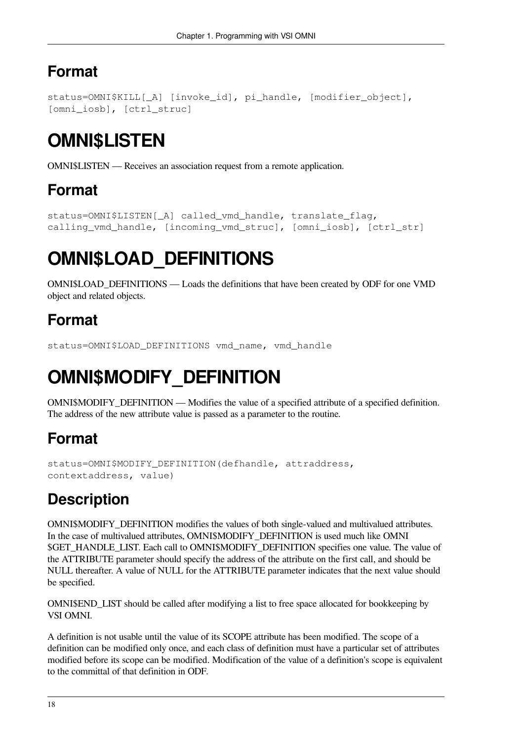## Format

```
status=OMNI$KILL[_A] [invoke_id], pi_handle, [modifier_object],
[omni_iosb], [ctrl_struc]
```

# OMNI$LISTEN

OMNI$LISTEN — Receives an association request from a remote application.

## Format

```
status=OMNI$LISTEN[_A] called_vmd_handle, translate_flag,
calling_vmd_handle, [incoming_vmd_struc], [omni_iosb], [ctrl_str]
```

# OMNI$LOAD_DEFINITIONS

OMNI$LOAD_DEFINITIONS — Loads the definitions that have been created by ODF for one VMD object and related objects.

## Format

```
status=OMNI$LOAD_DEFINITIONS vmd_name, vmd_handle
```

# OMNI$MODIFY_DEFINITION

OMNI$MODIFY_DEFINITION — Modifies the value of a specified attribute of a specified definition. The address of the new attribute value is passed as a parameter to the routine.

## Format

```
status=OMNI$MODIFY_DEFINITION(defhandle, attraddress,
contextaddress, value)
```

## Description

OMNI$MODIFY_DEFINITION modifies the values of both single-valued and multivalued attributes. In the case of multivalued attributes, OMNI$MODIFY_DEFINITION is used much like OMNI $GET_HANDLE_LIST. Each call to OMNI$MODIFY_DEFINITION specifies one value. The value of the ATTRIBUTE parameter should specify the address of the attribute on the first call, and should be NULL thereafter. A value of NULL for the ATTRIBUTE parameter indicates that the next value should be specified.

OMNI$END_LIST should be called after modifying a list to free space allocated for bookkeeping by VSI OMNI.

A definition is not usable until the value of its SCOPE attribute has been modified. The scope of a definition can be modified only once, and each class of definition must have a particular set of attributes modified before its scope can be modified. Modification of the value of a definition's scope is equivalent to the committal of that definition in ODF.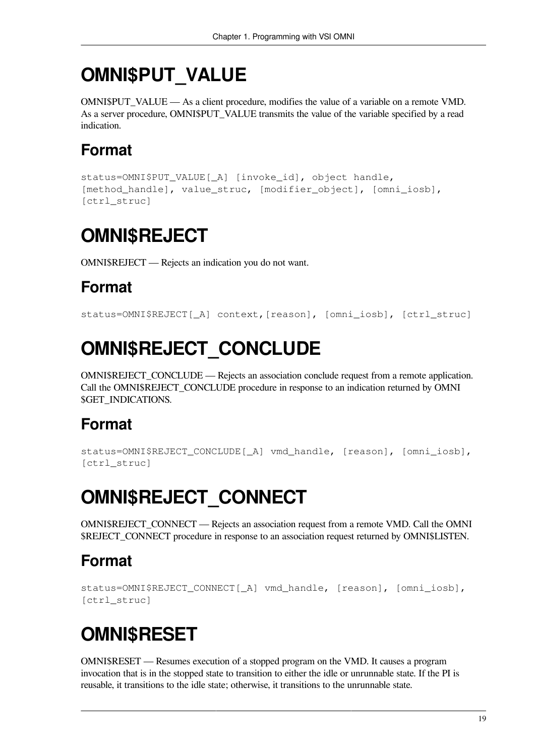# OMNI$PUT_VALUE

OMNI$PUT_VALUE — As a client procedure, modifies the value of a variable on a remote VMD. As a server procedure, OMNI$PUT_VALUE transmits the value of the variable specified by a read indication.

## Format

```
status=OMNI$PUT_VALUE[_A] [invoke_id], object handle,
[method_handle], value_struc, [modifier_object], [omni_iosb],
[ctrl_struc]
```

# OMNI$REJECT

OMNI$REJECT — Rejects an indication you do not want.

## Format

```
status=OMNI$REJECT[_A] context,[reason], [omni_iosb], [ctrl_struc]
```

# OMNI$REJECT_CONCLUDE

OMNI$REJECT_CONCLUDE — Rejects an association conclude request from a remote application. Call the OMNI$REJECT_CONCLUDE procedure in response to an indication returned by OMNI $GET_INDICATIONS.

## Format

```
status=OMNI$REJECT_CONCLUDE[_A] vmd_handle, [reason], [omni_iosb],
[ctrl_struc]
```

# OMNI$REJECT_CONNECT

OMNI$REJECT_CONNECT — Rejects an association request from a remote VMD. Call the OMNI $REJECT_CONNECT procedure in response to an association request returned by OMNI$LISTEN.

## Format

```
status=OMNI$REJECT_CONNECT[_A] vmd_handle, [reason], [omni_iosb],
[ctrl_struc]
```

# OMNI$RESET

OMNI$RESET — Resumes execution of a stopped program on the VMD. It causes a program invocation that is in the stopped state to transition to either the idle or unrunnable state. If the PI is reusable, it transitions to the idle state; otherwise, it transitions to the unrunnable state.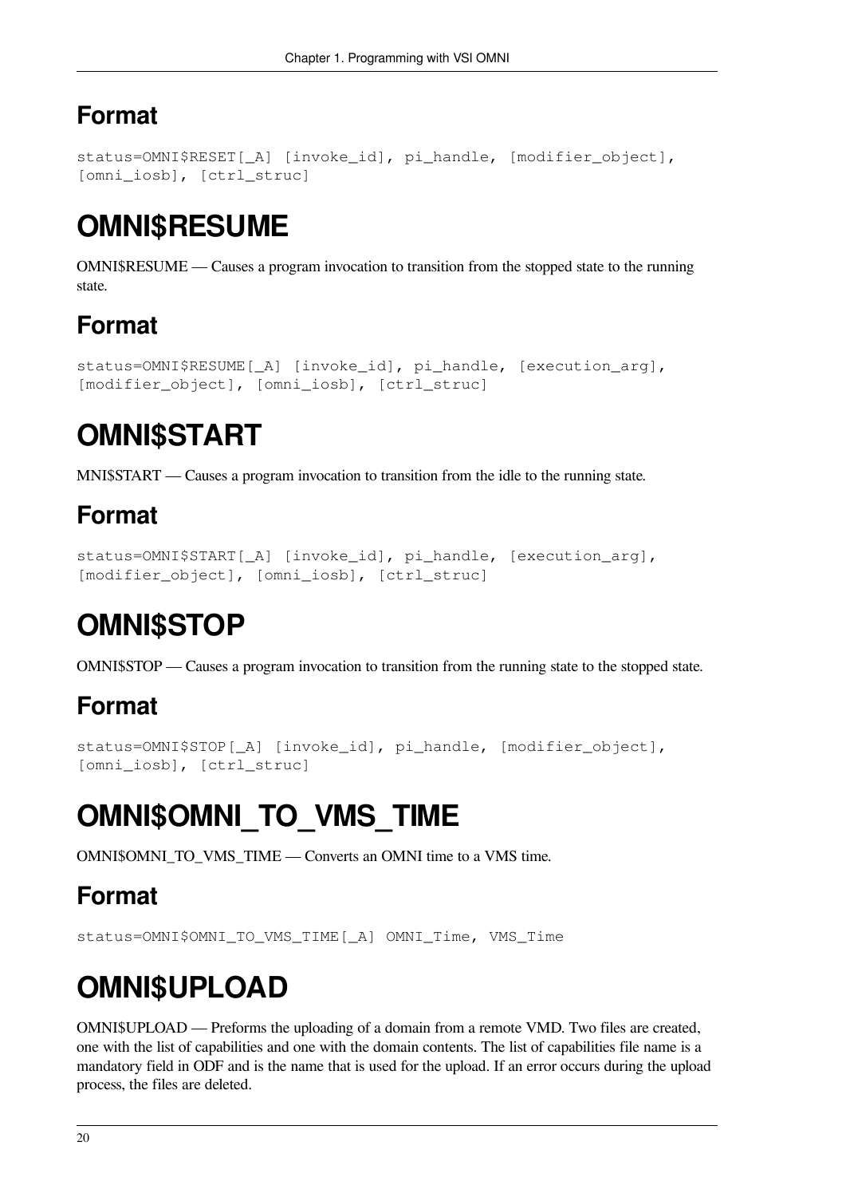## Format

```
status=OMNI$RESET[_A] [invoke_id], pi_handle, [modifier_object],
[omni_iosb], [ctrl_struc]
```

# OMNI$RESUME

OMNI$RESUME — Causes a program invocation to transition from the stopped state to the running state.

## Format

```
status=OMNI$RESUME[_A] [invoke_id], pi_handle, [execution_arg],
[modifier_object], [omni_iosb], [ctrl_struc]
```

# OMNI$START

MNI$START — Causes a program invocation to transition from the idle to the running state.

## Format

```
status=OMNI$START[_A] [invoke_id], pi_handle, [execution_arg],
[modifier_object], [omni_iosb], [ctrl_struc]
```

# OMNI$STOP

OMNI$STOP — Causes a program invocation to transition from the running state to the stopped state.

## Format

```
status=OMNI$STOP[_A] [invoke_id], pi_handle, [modifier_object],
[omni_iosb], [ctrl_struc]
```

# OMNI$OMNI_TO_VMS_TIME

OMNI$OMNI_TO_VMS_TIME — Converts an OMNI time to a VMS time.

## Format

```
status=OMNI$OMNI_TO_VMS_TIME[_A] OMNI_Time, VMS_Time
```

# OMNI$UPLOAD

OMNI$UPLOAD — Preforms the uploading of a domain from a remote VMD. Two files are created, one with the list of capabilities and one with the domain contents. The list of capabilities file name is a mandatory field in ODF and is the name that is used for the upload. If an error occurs during the upload process, the files are deleted.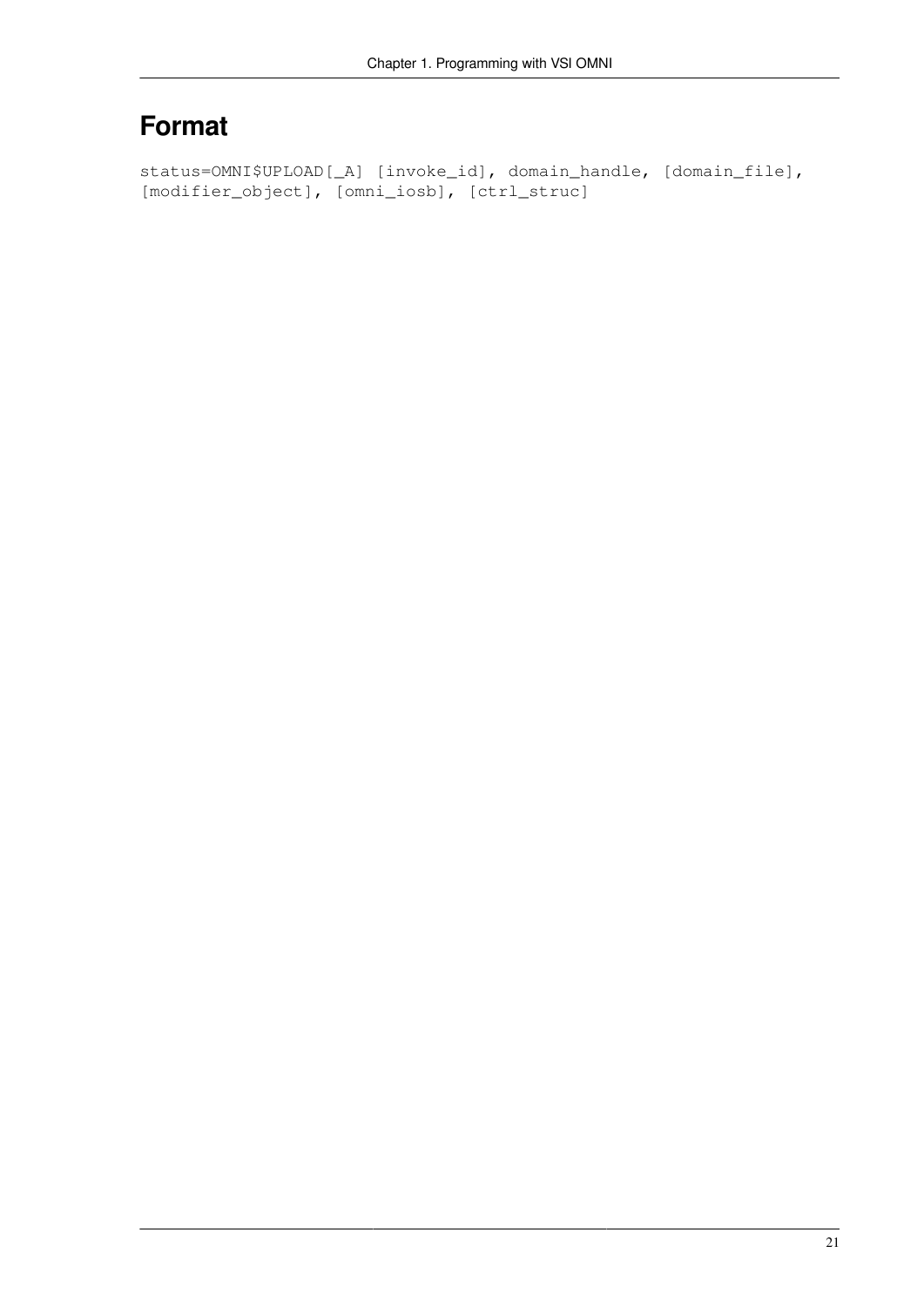# Format

```
status=OMNI$UPLOAD[_A] [invoke_id], domain_handle, [domain_file],
[modifier_object], [omni_iosb], [ctrl_struc]
```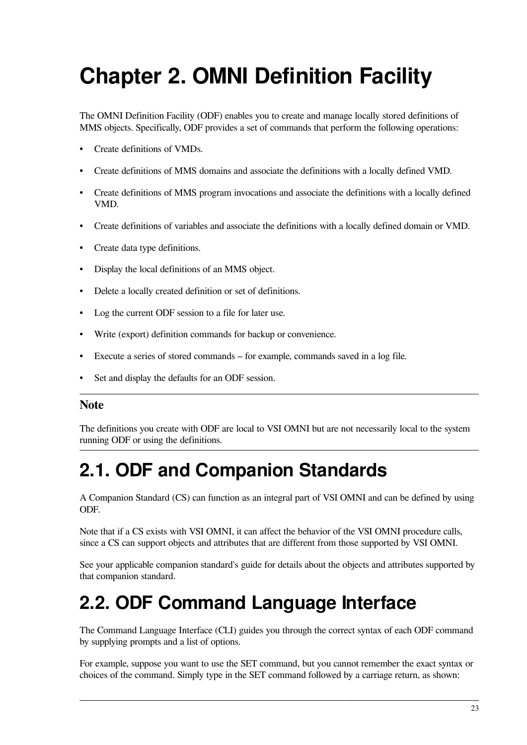# Chapter 2. OMNI Definition Facility

The OMNI Definition Facility (ODF) enables you to create and manage locally stored definitions of MMS objects. Specifically, ODF provides a set of commands that perform the following operations:

- Create definitions of VMDs.
- Create definitions of MMS domains and associate the definitions with a locally defined VMD.
- Create definitions of MMS program invocations and associate the definitions with a locally defined VMD.
- Create definitions of variables and associate the definitions with a locally defined domain or VMD.
- Create data type definitions.
- Display the local definitions of an MMS object.
- Delete a locally created definition or set of definitions.
- Log the current ODF session to a file for later use.
- Write (export) definition commands for backup or convenience.
- Execute a series of stored commands – for example, commands saved in a log file.
- Set and display the defaults for an ODF session.

---

**Note**

The definitions you create with ODF are local to VSI OMNI but are not necessarily local to the system running ODF or using the definitions.

---

## 2.1. ODF and Companion Standards

A Companion Standard (CS) can function as an integral part of VSI OMNI and can be defined by using ODF.

Note that if a CS exists with VSI OMNI, it can affect the behavior of the VSI OMNI procedure calls, since a CS can support objects and attributes that are different from those supported by VSI OMNI.

See your applicable companion standard's guide for details about the objects and attributes supported by that companion standard.

## 2.2. ODF Command Language Interface

The Command Language Interface (CLI) guides you through the correct syntax of each ODF command by supplying prompts and a list of options.

For example, suppose you want to use the SET command, but you cannot remember the exact syntax or choices of the command. Simply type in the SET command followed by a carriage return, as shown: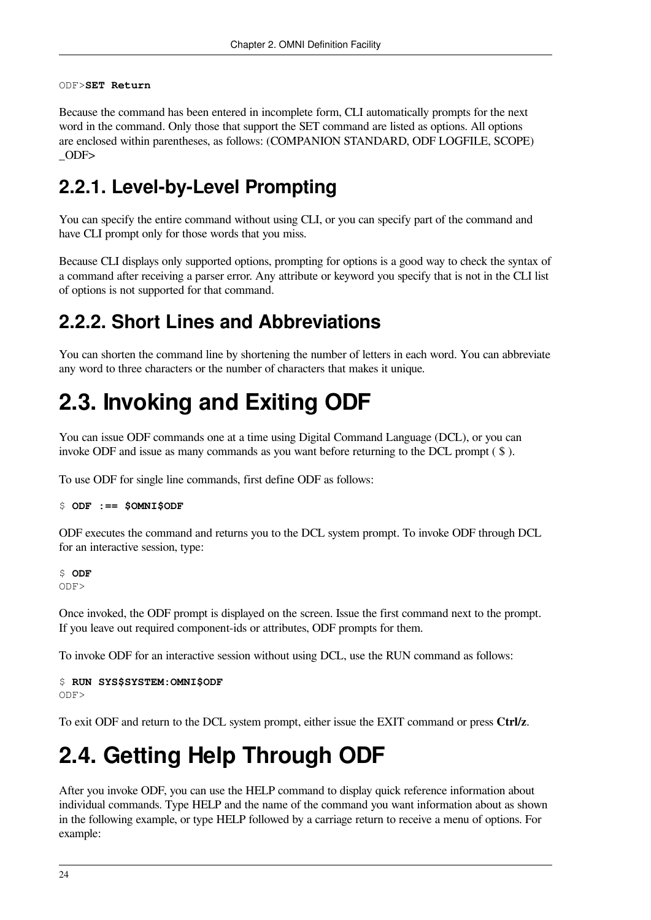```
ODF>SET Return
```

Because the command has been entered in incomplete form, CLI automatically prompts for the next word in the command. Only those that support the SET command are listed as options. All options are enclosed within parentheses, as follows: (COMPANION STANDARD, ODF LOGFILE, SCOPE) _ODF>

### 2.2.1. Level-by-Level Prompting

You can specify the entire command without using CLI, or you can specify part of the command and have CLI prompt only for those words that you miss.

Because CLI displays only supported options, prompting for options is a good way to check the syntax of a command after receiving a parser error. Any attribute or keyword you specify that is not in the CLI list of options is not supported for that command.

### 2.2.2. Short Lines and Abbreviations

You can shorten the command line by shortening the number of letters in each word. You can abbreviate any word to three characters or the number of characters that makes it unique.

## 2.3. Invoking and Exiting ODF

You can issue ODF commands one at a time using Digital Command Language (DCL), or you can invoke ODF and issue as many commands as you want before returning to the DCL prompt ( $ ).

To use ODF for single line commands, first define ODF as follows:

```
$ ODF :== $OMNI$ODF
```

ODF executes the command and returns you to the DCL system prompt. To invoke ODF through DCL for an interactive session, type:

```
$ ODF
ODF>
```

Once invoked, the ODF prompt is displayed on the screen. Issue the first command next to the prompt. If you leave out required component-ids or attributes, ODF prompts for them.

To invoke ODF for an interactive session without using DCL, use the RUN command as follows:

```
$ RUN SYS$SYSTEM:OMNI$ODF
ODF>
```

To exit ODF and return to the DCL system prompt, either issue the EXIT command or press **Ctrl/z**.

## 2.4. Getting Help Through ODF

After you invoke ODF, you can use the HELP command to display quick reference information about individual commands. Type HELP and the name of the command you want information about as shown in the following example, or type HELP followed by a carriage return to receive a menu of options. For example: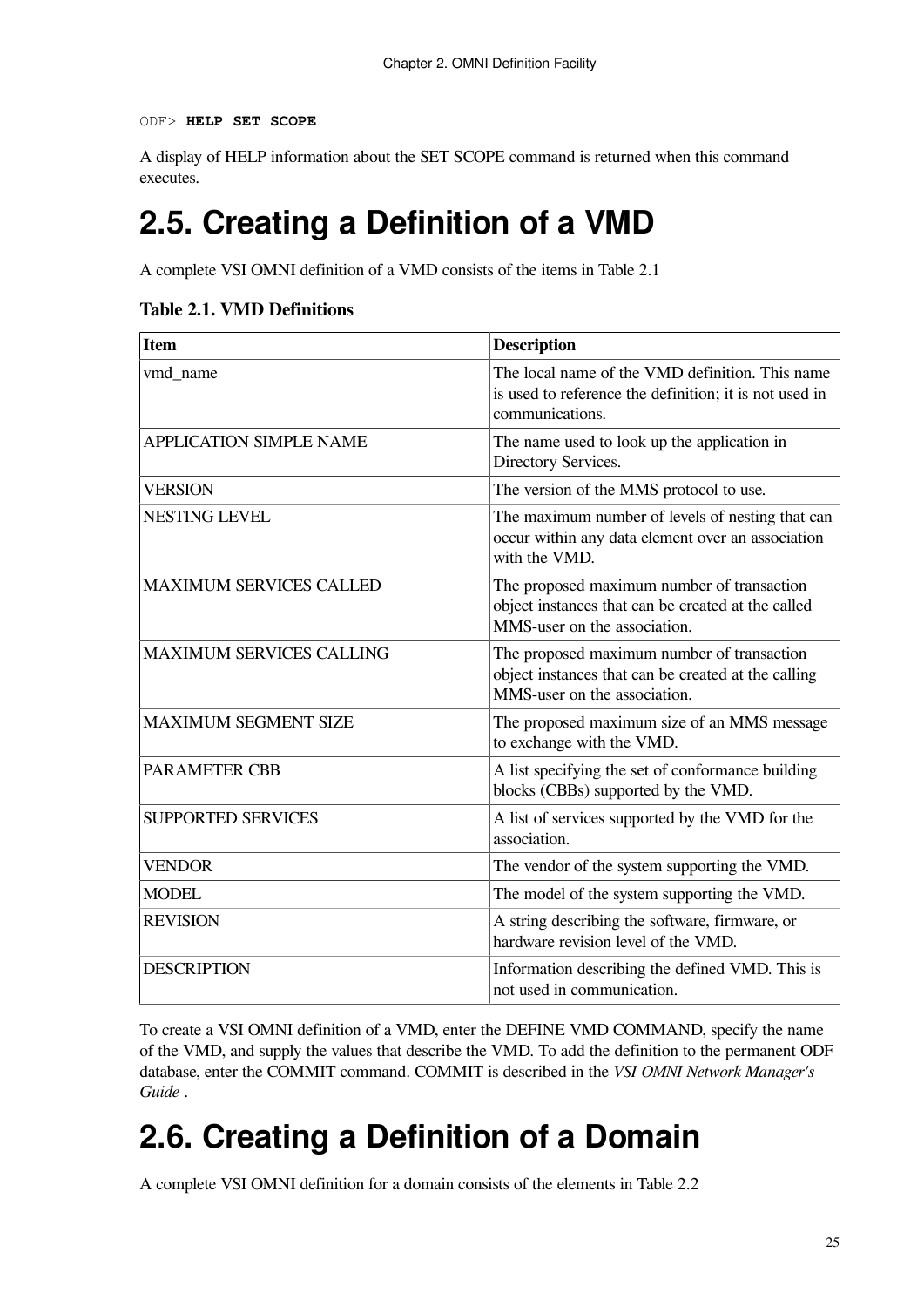```
ODF> HELP SET SCOPE
```

A display of HELP information about the SET SCOPE command is returned when this command executes.

# 2.5. Creating a Definition of a VMD

A complete VSI OMNI definition of a VMD consists of the items in Table 2.1

**Table 2.1. VMD Definitions**

| Item | Description |
| --- | --- |
| vmd_name | The local name of the VMD definition. This name is used to reference the definition; it is not used in communications. |
| APPLICATION SIMPLE NAME | The name used to look up the application in Directory Services. |
| VERSION | The version of the MMS protocol to use. |
| NESTING LEVEL | The maximum number of levels of nesting that can occur within any data element over an association with the VMD. |
| MAXIMUM SERVICES CALLED | The proposed maximum number of transaction object instances that can be created at the called MMS-user on the association. |
| MAXIMUM SERVICES CALLING | The proposed maximum number of transaction object instances that can be created at the calling MMS-user on the association. |
| MAXIMUM SEGMENT SIZE | The proposed maximum size of an MMS message to exchange with the VMD. |
| PARAMETER CBB | A list specifying the set of conformance building blocks (CBBs) supported by the VMD. |
| SUPPORTED SERVICES | A list of services supported by the VMD for the association. |
| VENDOR | The vendor of the system supporting the VMD. |
| MODEL | The model of the system supporting the VMD. |
| REVISION | A string describing the software, firmware, or hardware revision level of the VMD. |
| DESCRIPTION | Information describing the defined VMD. This is not used in communication. |

To create a VSI OMNI definition of a VMD, enter the DEFINE VMD COMMAND, specify the name of the VMD, and supply the values that describe the VMD. To add the definition to the permanent ODF database, enter the COMMIT command. COMMIT is described in the *VSI OMNI Network Manager's Guide* .

# 2.6. Creating a Definition of a Domain

A complete VSI OMNI definition for a domain consists of the elements in Table 2.2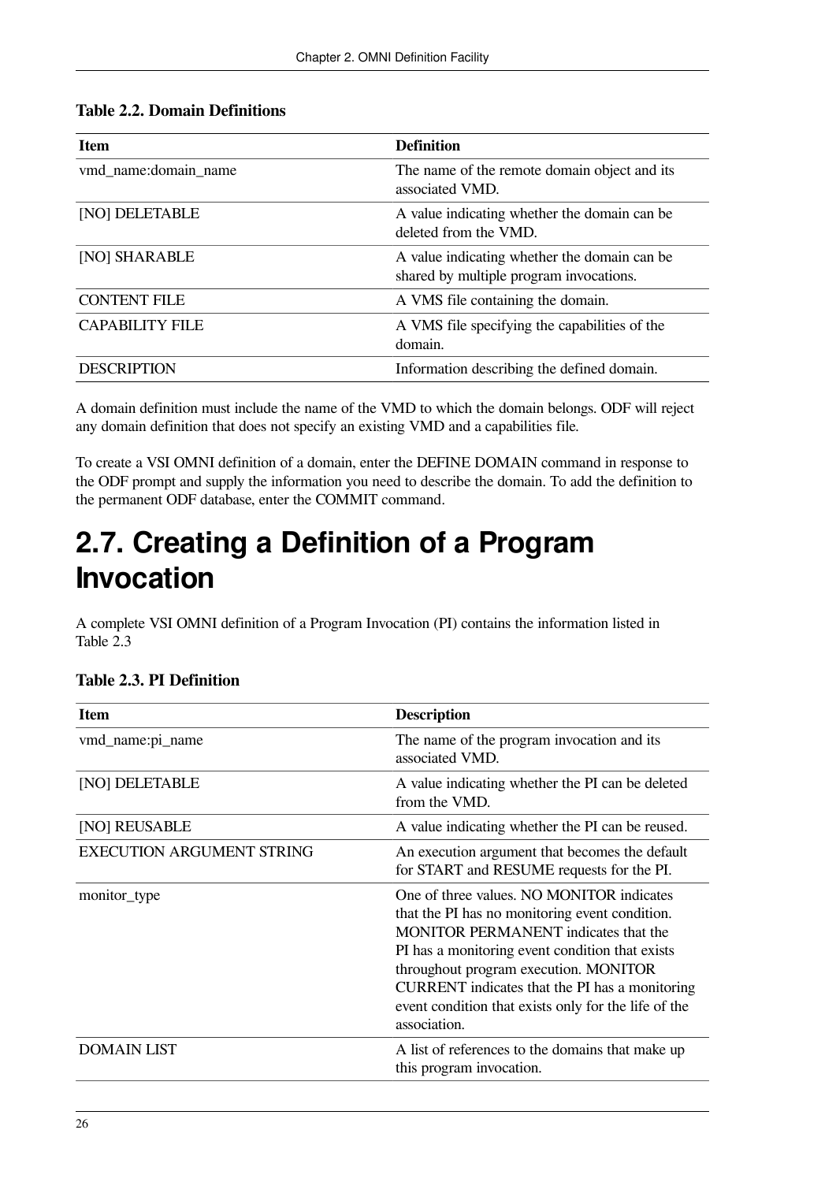**Table 2.2. Domain Definitions**

| Item | Definition |
|---|---|
| vmd_name:domain_name | The name of the remote domain object and its associated VMD. |
| [NO] DELETABLE | A value indicating whether the domain can be deleted from the VMD. |
| [NO] SHARABLE | A value indicating whether the domain can be shared by multiple program invocations. |
| CONTENT FILE | A VMS file containing the domain. |
| CAPABILITY FILE | A VMS file specifying the capabilities of the domain. |
| DESCRIPTION | Information describing the defined domain. |

A domain definition must include the name of the VMD to which the domain belongs. ODF will reject any domain definition that does not specify an existing VMD and a capabilities file.

To create a VSI OMNI definition of a domain, enter the DEFINE DOMAIN command in response to the ODF prompt and supply the information you need to describe the domain. To add the definition to the permanent ODF database, enter the COMMIT command.

## 2.7. Creating a Definition of a Program Invocation

A complete VSI OMNI definition of a Program Invocation (PI) contains the information listed in Table 2.3

**Table 2.3. PI Definition**

| Item | Description |
|---|---|
| vmd_name:pi_name | The name of the program invocation and its associated VMD. |
| [NO] DELETABLE | A value indicating whether the PI can be deleted from the VMD. |
| [NO] REUSABLE | A value indicating whether the PI can be reused. |
| EXECUTION ARGUMENT STRING | An execution argument that becomes the default for START and RESUME requests for the PI. |
| monitor_type | One of three values. NO MONITOR indicates that the PI has no monitoring event condition. MONITOR PERMANENT indicates that the PI has a monitoring event condition that exists throughout program execution. MONITOR CURRENT indicates that the PI has a monitoring event condition that exists only for the life of the association. |
| DOMAIN LIST | A list of references to the domains that make up this program invocation. |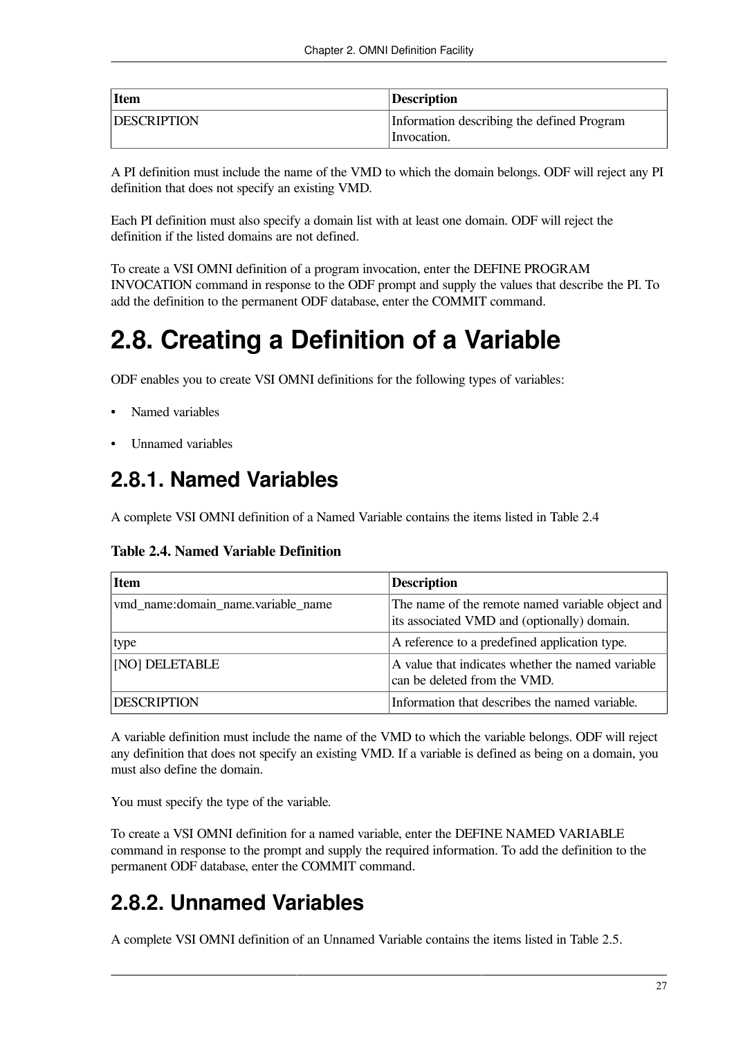| Item | Description |
| --- | --- |
| DESCRIPTION | Information describing the defined Program Invocation. |

A PI definition must include the name of the VMD to which the domain belongs. ODF will reject any PI definition that does not specify an existing VMD.

Each PI definition must also specify a domain list with at least one domain. ODF will reject the definition if the listed domains are not defined.

To create a VSI OMNI definition of a program invocation, enter the DEFINE PROGRAM INVOCATION command in response to the ODF prompt and supply the values that describe the PI. To add the definition to the permanent ODF database, enter the COMMIT command.

# 2.8. Creating a Definition of a Variable

ODF enables you to create VSI OMNI definitions for the following types of variables:

- Named variables
- Unnamed variables

## 2.8.1. Named Variables

A complete VSI OMNI definition of a Named Variable contains the items listed in Table 2.4

**Table 2.4. Named Variable Definition**

| Item | Description |
| --- | --- |
| vmd_name:domain_name.variable_name | The name of the remote named variable object and its associated VMD and (optionally) domain. |
| type | A reference to a predefined application type. |
| [NO] DELETABLE | A value that indicates whether the named variable can be deleted from the VMD. |
| DESCRIPTION | Information that describes the named variable. |

A variable definition must include the name of the VMD to which the variable belongs. ODF will reject any definition that does not specify an existing VMD. If a variable is defined as being on a domain, you must also define the domain.

You must specify the type of the variable.

To create a VSI OMNI definition for a named variable, enter the DEFINE NAMED VARIABLE command in response to the prompt and supply the required information. To add the definition to the permanent ODF database, enter the COMMIT command.

## 2.8.2. Unnamed Variables

A complete VSI OMNI definition of an Unnamed Variable contains the items listed in Table 2.5.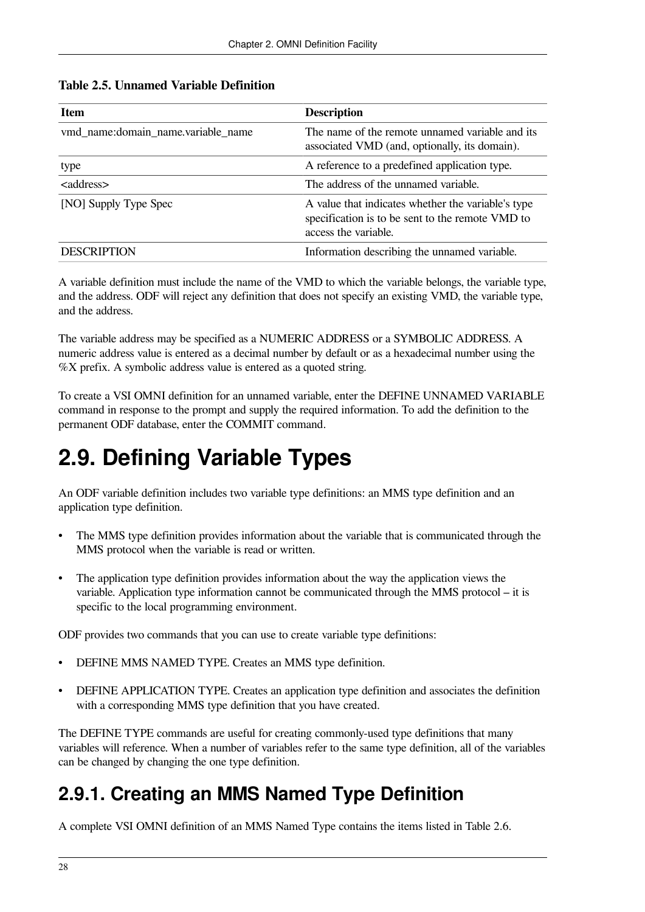**Table 2.5. Unnamed Variable Definition**

| Item | Description |
| --- | --- |
| vmd_name:domain_name.variable_name | The name of the remote unnamed variable and its associated VMD (and, optionally, its domain). |
| type | A reference to a predefined application type. |
| <address> | The address of the unnamed variable. |
| [NO] Supply Type Spec | A value that indicates whether the variable's type specification is to be sent to the remote VMD to access the variable. |
| DESCRIPTION | Information describing the unnamed variable. |

A variable definition must include the name of the VMD to which the variable belongs, the variable type, and the address. ODF will reject any definition that does not specify an existing VMD, the variable type, and the address.

The variable address may be specified as a NUMERIC ADDRESS or a SYMBOLIC ADDRESS. A numeric address value is entered as a decimal number by default or as a hexadecimal number using the %X prefix. A symbolic address value is entered as a quoted string.

To create a VSI OMNI definition for an unnamed variable, enter the DEFINE UNNAMED VARIABLE command in response to the prompt and supply the required information. To add the definition to the permanent ODF database, enter the COMMIT command.

# 2.9. Defining Variable Types

An ODF variable definition includes two variable type definitions: an MMS type definition and an application type definition.

- The MMS type definition provides information about the variable that is communicated through the MMS protocol when the variable is read or written.
- The application type definition provides information about the way the application views the variable. Application type information cannot be communicated through the MMS protocol – it is specific to the local programming environment.

ODF provides two commands that you can use to create variable type definitions:

- DEFINE MMS NAMED TYPE. Creates an MMS type definition.
- DEFINE APPLICATION TYPE. Creates an application type definition and associates the definition with a corresponding MMS type definition that you have created.

The DEFINE TYPE commands are useful for creating commonly-used type definitions that many variables will reference. When a number of variables refer to the same type definition, all of the variables can be changed by changing the one type definition.

## 2.9.1. Creating an MMS Named Type Definition

A complete VSI OMNI definition of an MMS Named Type contains the items listed in Table 2.6.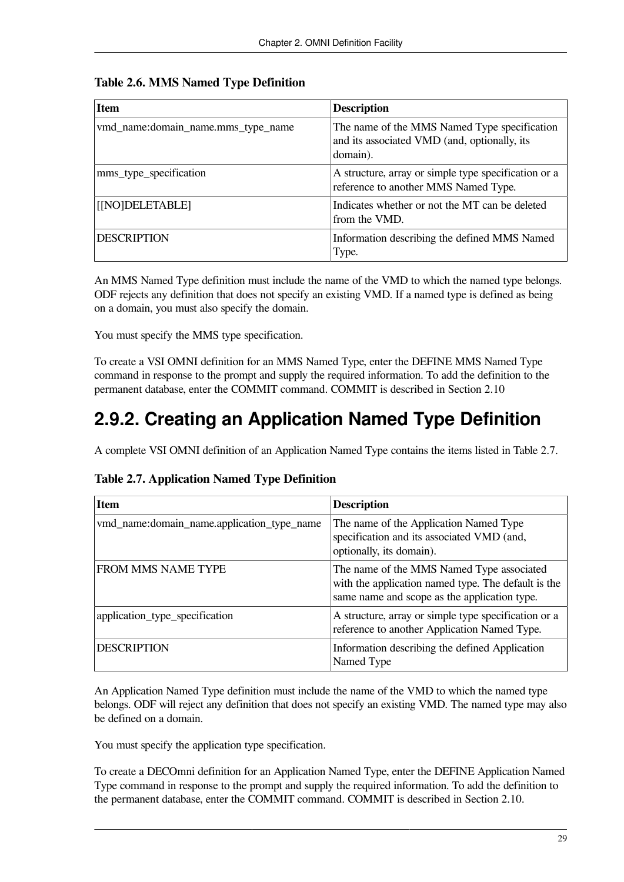**Table 2.6. MMS Named Type Definition**

| Item | Description |
|---|---|
| vmd_name:domain_name.mms_type_name | The name of the MMS Named Type specification and its associated VMD (and, optionally, its domain). |
| mms_type_specification | A structure, array or simple type specification or a reference to another MMS Named Type. |
| [[NO]DELETABLE] | Indicates whether or not the MT can be deleted from the VMD. |
| DESCRIPTION | Information describing the defined MMS Named Type. |

An MMS Named Type definition must include the name of the VMD to which the named type belongs. ODF rejects any definition that does not specify an existing VMD. If a named type is defined as being on a domain, you must also specify the domain.

You must specify the MMS type specification.

To create a VSI OMNI definition for an MMS Named Type, enter the DEFINE MMS Named Type command in response to the prompt and supply the required information. To add the definition to the permanent database, enter the COMMIT command. COMMIT is described in Section 2.10

## 2.9.2. Creating an Application Named Type Definition

A complete VSI OMNI definition of an Application Named Type contains the items listed in Table 2.7.

**Table 2.7. Application Named Type Definition**

| Item | Description |
|---|---|
| vmd_name:domain_name.application_type_name | The name of the Application Named Type specification and its associated VMD (and, optionally, its domain). |
| FROM MMS NAME TYPE | The name of the MMS Named Type associated with the application named type. The default is the same name and scope as the application type. |
| application_type_specification | A structure, array or simple type specification or a reference to another Application Named Type. |
| DESCRIPTION | Information describing the defined Application Named Type |

An Application Named Type definition must include the name of the VMD to which the named type belongs. ODF will reject any definition that does not specify an existing VMD. The named type may also be defined on a domain.

You must specify the application type specification.

To create a DECOmni definition for an Application Named Type, enter the DEFINE Application Named Type command in response to the prompt and supply the required information. To add the definition to the permanent database, enter the COMMIT command. COMMIT is described in Section 2.10.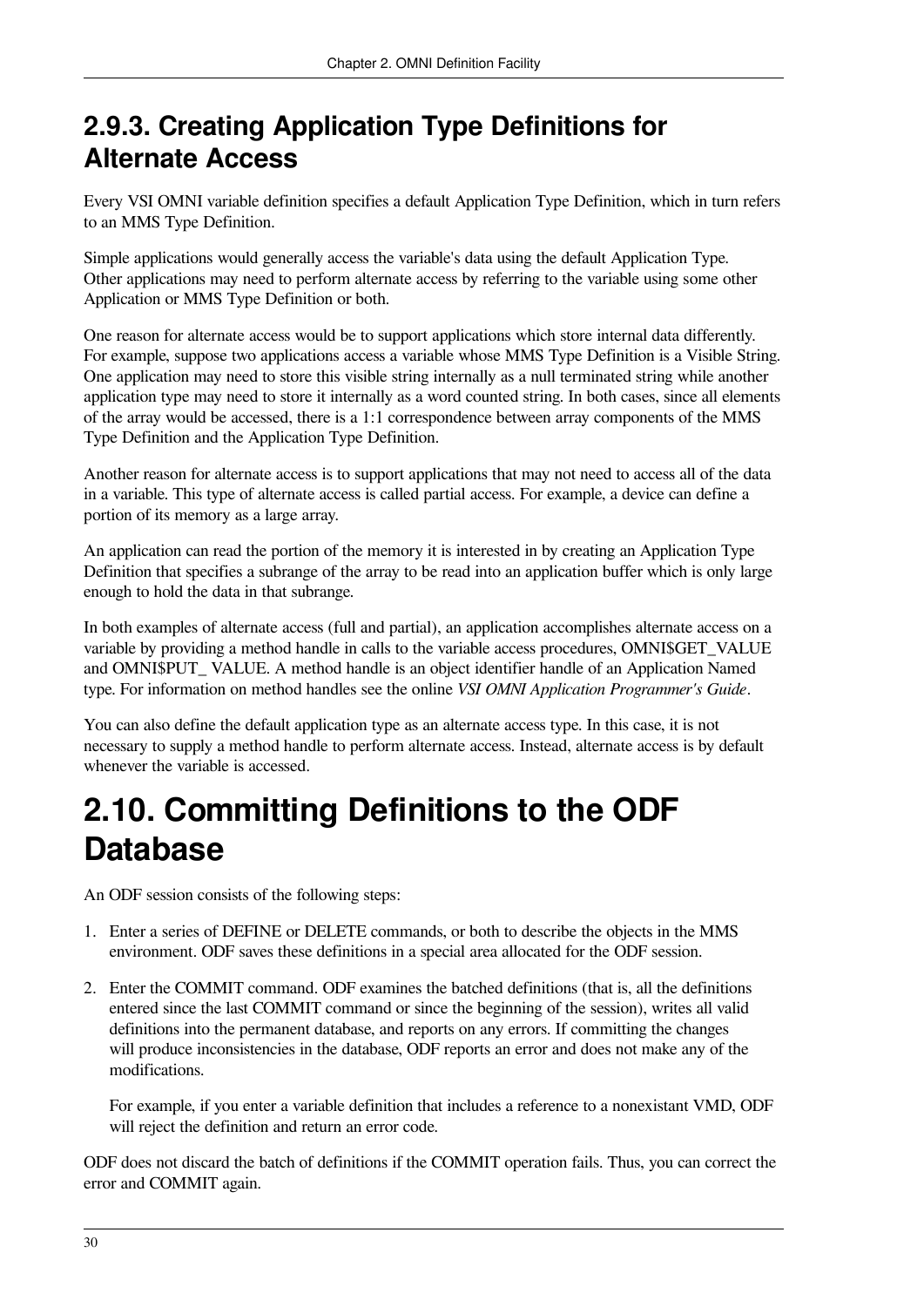### 2.9.3. Creating Application Type Definitions for Alternate Access

Every VSI OMNI variable definition specifies a default Application Type Definition, which in turn refers to an MMS Type Definition.

Simple applications would generally access the variable's data using the default Application Type. Other applications may need to perform alternate access by referring to the variable using some other Application or MMS Type Definition or both.

One reason for alternate access would be to support applications which store internal data differently. For example, suppose two applications access a variable whose MMS Type Definition is a Visible String. One application may need to store this visible string internally as a null terminated string while another application type may need to store it internally as a word counted string. In both cases, since all elements of the array would be accessed, there is a 1:1 correspondence between array components of the MMS Type Definition and the Application Type Definition.

Another reason for alternate access is to support applications that may not need to access all of the data in a variable. This type of alternate access is called partial access. For example, a device can define a portion of its memory as a large array.

An application can read the portion of the memory it is interested in by creating an Application Type Definition that specifies a subrange of the array to be read into an application buffer which is only large enough to hold the data in that subrange.

In both examples of alternate access (full and partial), an application accomplishes alternate access on a variable by providing a method handle in calls to the variable access procedures, OMNI$GET_VALUE and OMNI$PUT_ VALUE. A method handle is an object identifier handle of an Application Named type. For information on method handles see the online *VSI OMNI Application Programmer's Guide*.

You can also define the default application type as an alternate access type. In this case, it is not necessary to supply a method handle to perform alternate access. Instead, alternate access is by default whenever the variable is accessed.

## 2.10. Committing Definitions to the ODF Database

An ODF session consists of the following steps:

1. Enter a series of DEFINE or DELETE commands, or both to describe the objects in the MMS environment. ODF saves these definitions in a special area allocated for the ODF session.
2. Enter the COMMIT command. ODF examines the batched definitions (that is, all the definitions entered since the last COMMIT command or since the beginning of the session), writes all valid definitions into the permanent database, and reports on any errors. If committing the changes will produce inconsistencies in the database, ODF reports an error and does not make any of the modifications.

   For example, if you enter a variable definition that includes a reference to a nonexistant VMD, ODF will reject the definition and return an error code.

ODF does not discard the batch of definitions if the COMMIT operation fails. Thus, you can correct the error and COMMIT again.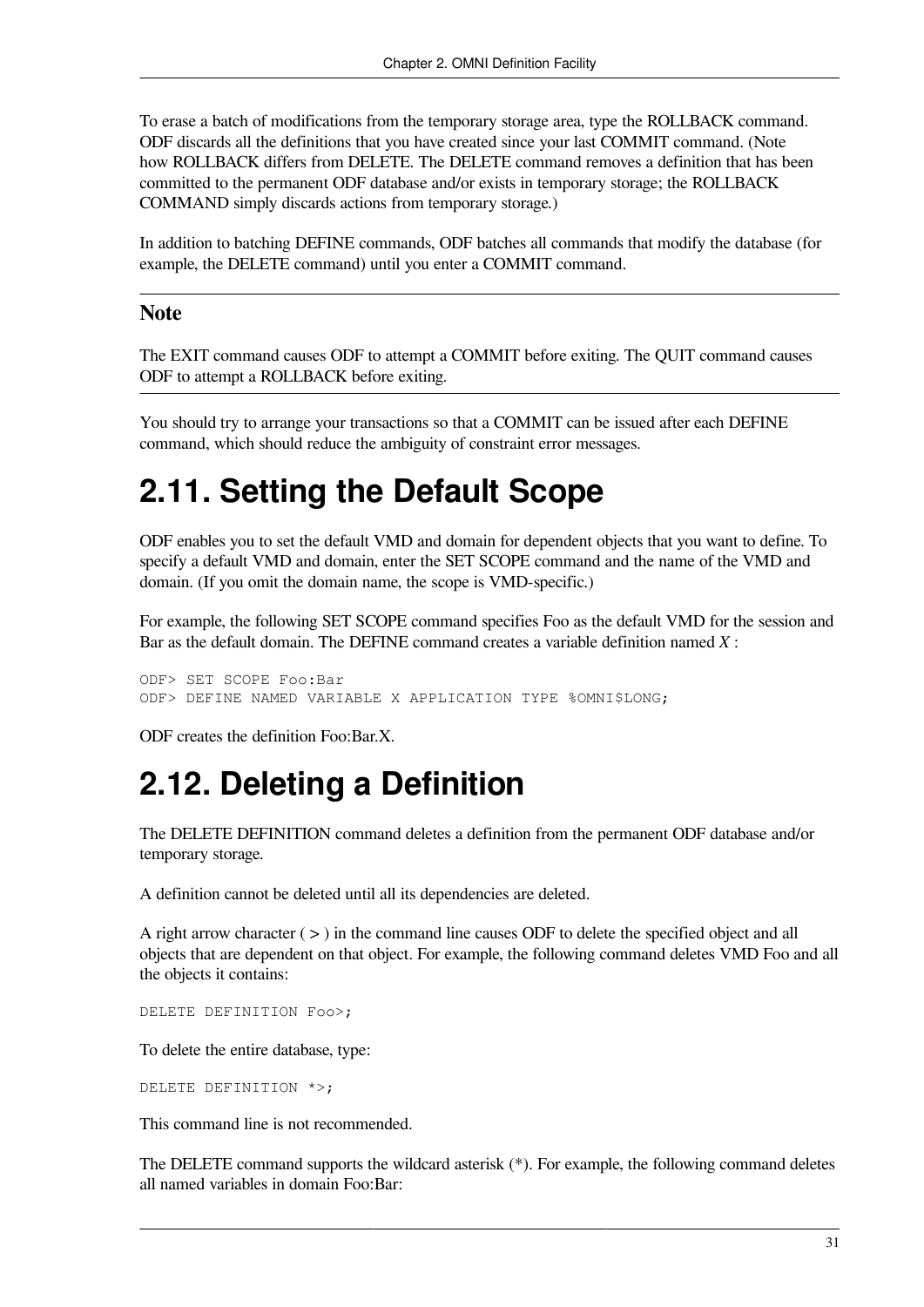To erase a batch of modifications from the temporary storage area, type the ROLLBACK command. ODF discards all the definitions that you have created since your last COMMIT command. (Note how ROLLBACK differs from DELETE. The DELETE command removes a definition that has been committed to the permanent ODF database and/or exists in temporary storage; the ROLLBACK COMMAND simply discards actions from temporary storage.)

In addition to batching DEFINE commands, ODF batches all commands that modify the database (for example, the DELETE command) until you enter a COMMIT command.

---

**Note**

The EXIT command causes ODF to attempt a COMMIT before exiting. The QUIT command causes ODF to attempt a ROLLBACK before exiting.

---

You should try to arrange your transactions so that a COMMIT can be issued after each DEFINE command, which should reduce the ambiguity of constraint error messages.

# 2.11. Setting the Default Scope

ODF enables you to set the default VMD and domain for dependent objects that you want to define. To specify a default VMD and domain, enter the SET SCOPE command and the name of the VMD and domain. (If you omit the domain name, the scope is VMD-specific.)

For example, the following SET SCOPE command specifies Foo as the default VMD for the session and Bar as the default domain. The DEFINE command creates a variable definition named *X* :

```
ODF> SET SCOPE Foo:Bar
ODF> DEFINE NAMED VARIABLE X APPLICATION TYPE %OMNI$LONG;
```

ODF creates the definition Foo:Bar.X.

# 2.12. Deleting a Definition

The DELETE DEFINITION command deletes a definition from the permanent ODF database and/or temporary storage.

A definition cannot be deleted until all its dependencies are deleted.

A right arrow character ( > ) in the command line causes ODF to delete the specified object and all objects that are dependent on that object. For example, the following command deletes VMD Foo and all the objects it contains:

```
DELETE DEFINITION Foo>;
```

To delete the entire database, type:

```
DELETE DEFINITION *>;
```

This command line is not recommended.

The DELETE command supports the wildcard asterisk (*). For example, the following command deletes all named variables in domain Foo:Bar: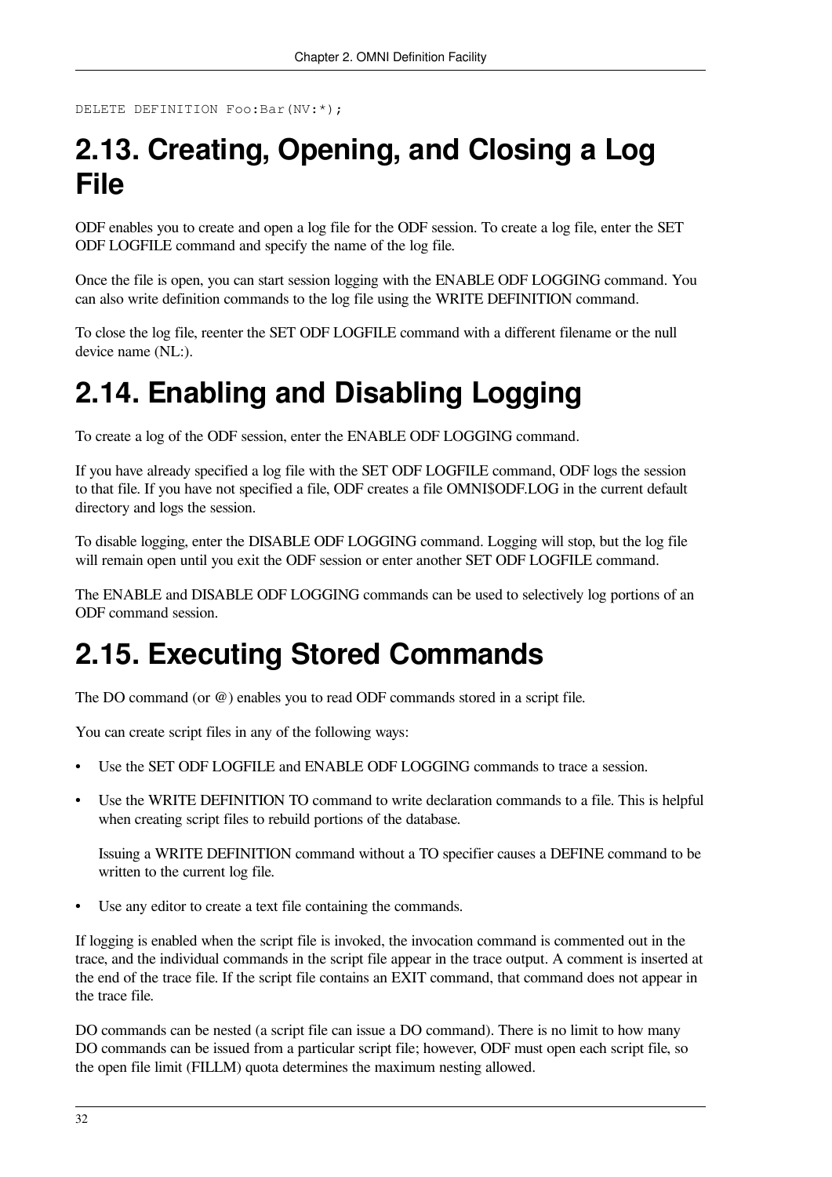```
DELETE DEFINITION Foo:Bar(NV:*);
```

# 2.13. Creating, Opening, and Closing a Log File

ODF enables you to create and open a log file for the ODF session. To create a log file, enter the SET ODF LOGFILE command and specify the name of the log file.

Once the file is open, you can start session logging with the ENABLE ODF LOGGING command. You can also write definition commands to the log file using the WRITE DEFINITION command.

To close the log file, reenter the SET ODF LOGFILE command with a different filename or the null device name (NL:).

# 2.14. Enabling and Disabling Logging

To create a log of the ODF session, enter the ENABLE ODF LOGGING command.

If you have already specified a log file with the SET ODF LOGFILE command, ODF logs the session to that file. If you have not specified a file, ODF creates a file OMNI$ODF.LOG in the current default directory and logs the session.

To disable logging, enter the DISABLE ODF LOGGING command. Logging will stop, but the log file will remain open until you exit the ODF session or enter another SET ODF LOGFILE command.

The ENABLE and DISABLE ODF LOGGING commands can be used to selectively log portions of an ODF command session.

# 2.15. Executing Stored Commands

The DO command (or @) enables you to read ODF commands stored in a script file.

You can create script files in any of the following ways:

- Use the SET ODF LOGFILE and ENABLE ODF LOGGING commands to trace a session.
- Use the WRITE DEFINITION TO command to write declaration commands to a file. This is helpful when creating script files to rebuild portions of the database.

  Issuing a WRITE DEFINITION command without a TO specifier causes a DEFINE command to be written to the current log file.
- Use any editor to create a text file containing the commands.

If logging is enabled when the script file is invoked, the invocation command is commented out in the trace, and the individual commands in the script file appear in the trace output. A comment is inserted at the end of the trace file. If the script file contains an EXIT command, that command does not appear in the trace file.

DO commands can be nested (a script file can issue a DO command). There is no limit to how many DO commands can be issued from a particular script file; however, ODF must open each script file, so the open file limit (FILLM) quota determines the maximum nesting allowed.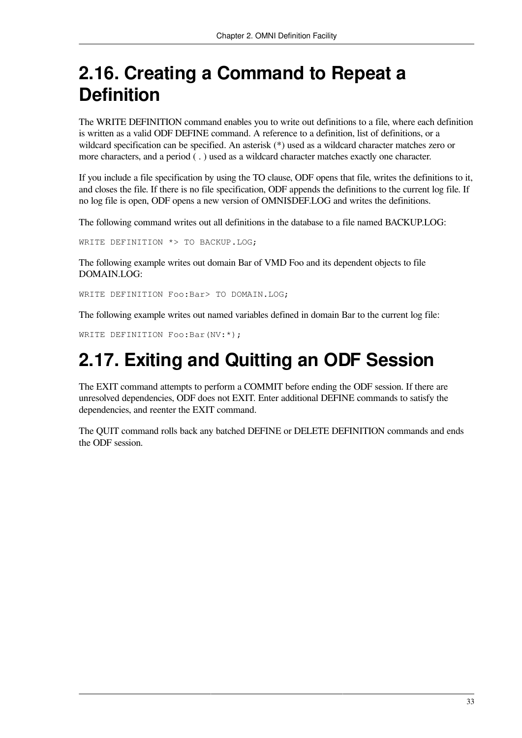## 2.16. Creating a Command to Repeat a Definition

The WRITE DEFINITION command enables you to write out definitions to a file, where each definition is written as a valid ODF DEFINE command. A reference to a definition, list of definitions, or a wildcard specification can be specified. An asterisk (*) used as a wildcard character matches zero or more characters, and a period ( . ) used as a wildcard character matches exactly one character.

If you include a file specification by using the TO clause, ODF opens that file, writes the definitions to it, and closes the file. If there is no file specification, ODF appends the definitions to the current log file. If no log file is open, ODF opens a new version of OMNI$DEF.LOG and writes the definitions.

The following command writes out all definitions in the database to a file named BACKUP.LOG:

```
WRITE DEFINITION *> TO BACKUP.LOG;
```

The following example writes out domain Bar of VMD Foo and its dependent objects to file DOMAIN.LOG:

```
WRITE DEFINITION Foo:Bar> TO DOMAIN.LOG;
```

The following example writes out named variables defined in domain Bar to the current log file:

```
WRITE DEFINITION Foo:Bar(NV:*);
```

## 2.17. Exiting and Quitting an ODF Session

The EXIT command attempts to perform a COMMIT before ending the ODF session. If there are unresolved dependencies, ODF does not EXIT. Enter additional DEFINE commands to satisfy the dependencies, and reenter the EXIT command.

The QUIT command rolls back any batched DEFINE or DELETE DEFINITION commands and ends the ODF session.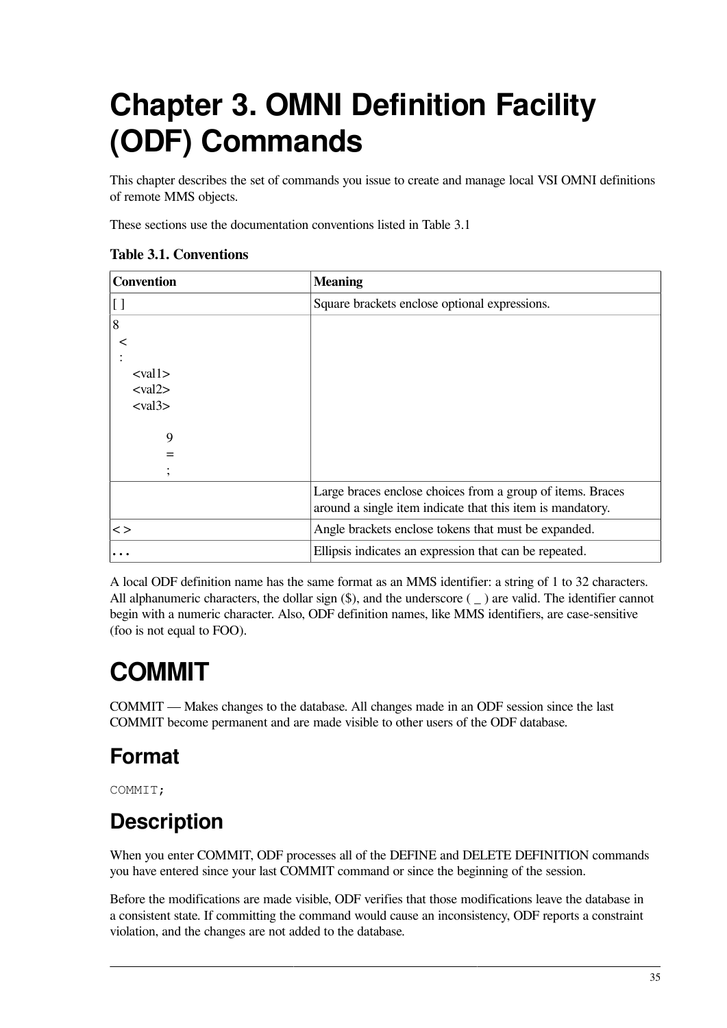# Chapter 3. OMNI Definition Facility (ODF) Commands

This chapter describes the set of commands you issue to create and manage local VSI OMNI definitions of remote MMS objects.

These sections use the documentation conventions listed in Table 3.1

**Table 3.1. Conventions**

| Convention | Meaning |
|---|---|
| [ ] | Square brackets enclose optional expressions. |
| 8 < : <val1> <val2> <val3> 9 = ; | |
| | Large braces enclose choices from a group of items. Braces around a single item indicate that this item is mandatory. |
| < > | Angle brackets enclose tokens that must be expanded. |
| ... | Ellipsis indicates an expression that can be repeated. |

A local ODF definition name has the same format as an MMS identifier: a string of 1 to 32 characters. All alphanumeric characters, the dollar sign ($), and the underscore ( _ ) are valid. The identifier cannot begin with a numeric character. Also, ODF definition names, like MMS identifiers, are case-sensitive (foo is not equal to FOO).

# COMMIT

COMMIT — Makes changes to the database. All changes made in an ODF session since the last COMMIT become permanent and are made visible to other users of the ODF database.

## Format

```
COMMIT;
```

## Description

When you enter COMMIT, ODF processes all of the DEFINE and DELETE DEFINITION commands you have entered since your last COMMIT command or since the beginning of the session.

Before the modifications are made visible, ODF verifies that those modifications leave the database in a consistent state. If committing the command would cause an inconsistency, ODF reports a constraint violation, and the changes are not added to the database.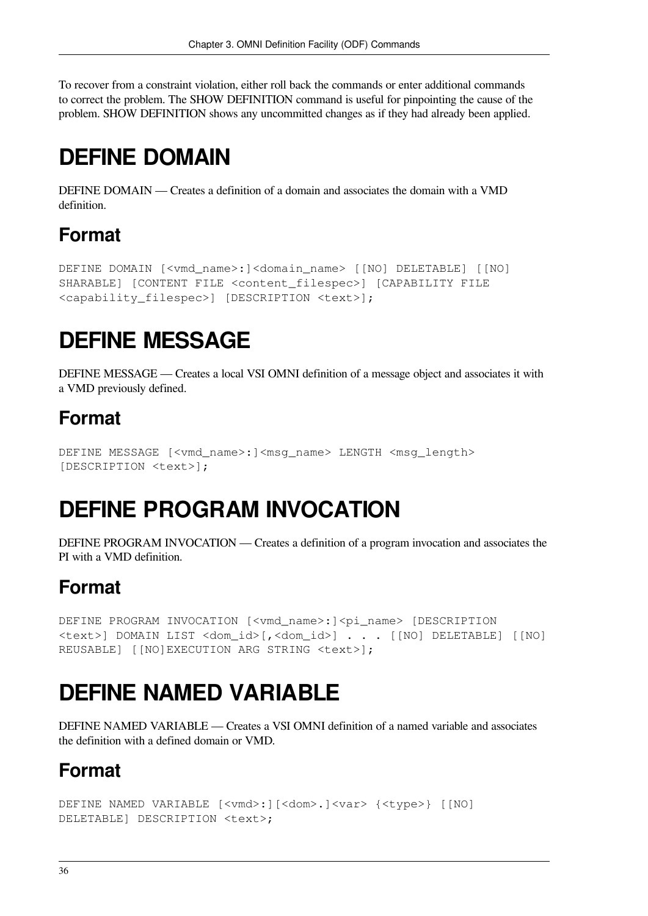To recover from a constraint violation, either roll back the commands or enter additional commands to correct the problem. The SHOW DEFINITION command is useful for pinpointing the cause of the problem. SHOW DEFINITION shows any uncommitted changes as if they had already been applied.

# DEFINE DOMAIN

DEFINE DOMAIN — Creates a definition of a domain and associates the domain with a VMD definition.

## Format

```
DEFINE DOMAIN [<vmd_name>:]<domain_name> [[NO] DELETABLE] [[NO]
SHARABLE] [CONTENT FILE <content_filespec>] [CAPABILITY FILE
<capability_filespec>] [DESCRIPTION <text>];
```

# DEFINE MESSAGE

DEFINE MESSAGE — Creates a local VSI OMNI definition of a message object and associates it with a VMD previously defined.

## Format

```
DEFINE MESSAGE [<vmd_name>:]<msg_name> LENGTH <msg_length>
[DESCRIPTION <text>];
```

# DEFINE PROGRAM INVOCATION

DEFINE PROGRAM INVOCATION — Creates a definition of a program invocation and associates the PI with a VMD definition.

## Format

```
DEFINE PROGRAM INVOCATION [<vmd_name>:]<pi_name> [DESCRIPTION
<text>] DOMAIN LIST <dom_id>[,<dom_id>] . . . [[NO] DELETABLE] [[NO]
REUSABLE] [[NO]EXECUTION ARG STRING <text>];
```

# DEFINE NAMED VARIABLE

DEFINE NAMED VARIABLE — Creates a VSI OMNI definition of a named variable and associates the definition with a defined domain or VMD.

## Format

```
DEFINE NAMED VARIABLE [<vmd>:][<dom>.]<var> {<type>} [[NO]
DELETABLE] DESCRIPTION <text>;
```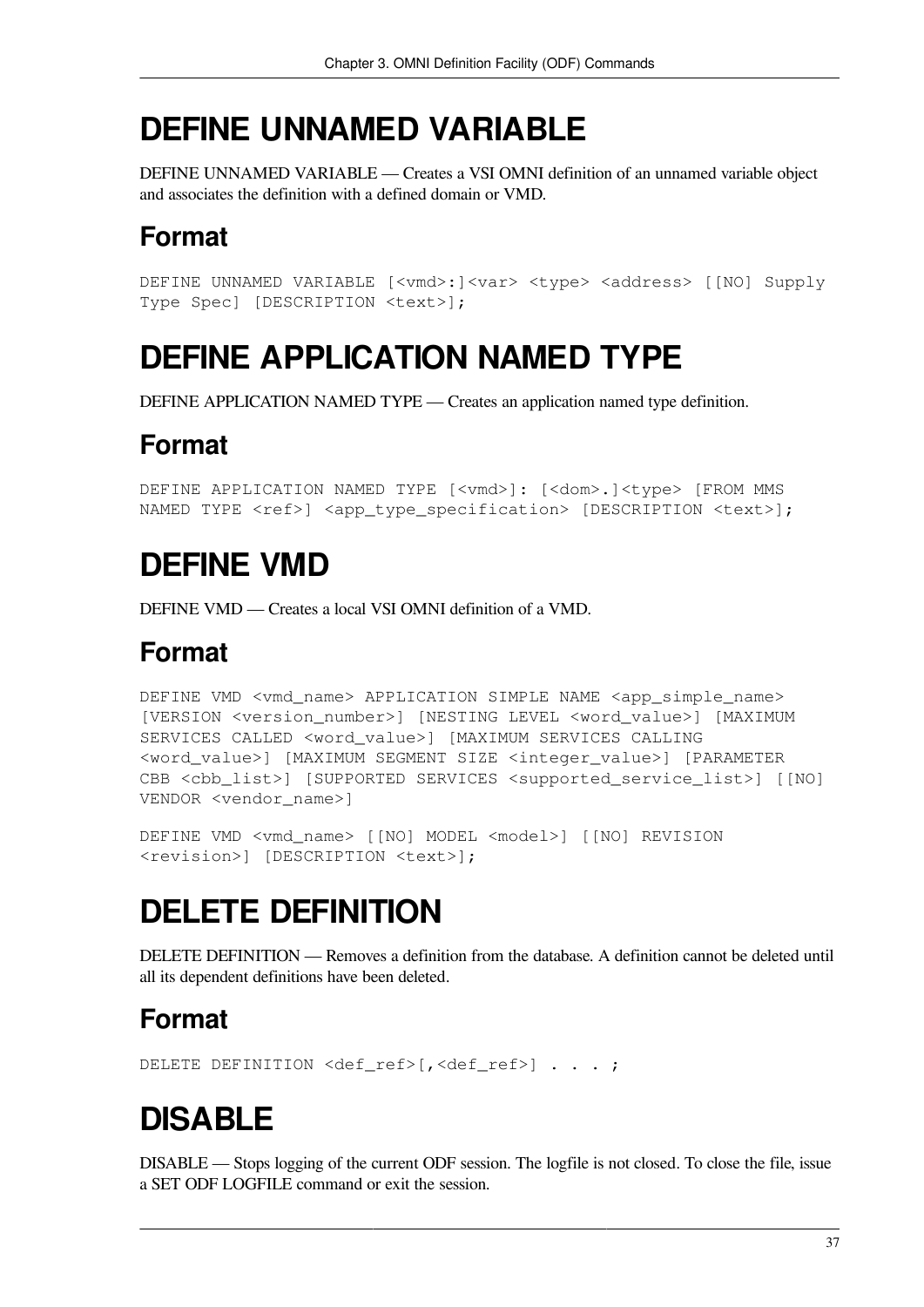# DEFINE UNNAMED VARIABLE

DEFINE UNNAMED VARIABLE — Creates a VSI OMNI definition of an unnamed variable object and associates the definition with a defined domain or VMD.

## Format

```
DEFINE UNNAMED VARIABLE [<vmd>:]<var> <type> <address> [[NO] Supply
Type Spec] [DESCRIPTION <text>];
```

# DEFINE APPLICATION NAMED TYPE

DEFINE APPLICATION NAMED TYPE — Creates an application named type definition.

## Format

```
DEFINE APPLICATION NAMED TYPE [<vmd>]: [<dom>.]<type> [FROM MMS
NAMED TYPE <ref>] <app_type_specification> [DESCRIPTION <text>];
```

# DEFINE VMD

DEFINE VMD — Creates a local VSI OMNI definition of a VMD.

## Format

```
DEFINE VMD <vmd_name> APPLICATION SIMPLE NAME <app_simple_name>
[VERSION <version_number>] [NESTING LEVEL <word_value>] [MAXIMUM
SERVICES CALLED <word_value>] [MAXIMUM SERVICES CALLING
<word_value>] [MAXIMUM SEGMENT SIZE <integer_value>] [PARAMETER
CBB <cbb_list>] [SUPPORTED SERVICES <supported_service_list>] [[NO]
VENDOR <vendor_name>]
```

```
DEFINE VMD <vmd_name> [[NO] MODEL <model>] [[NO] REVISION
<revision>] [DESCRIPTION <text>];
```

# DELETE DEFINITION

DELETE DEFINITION — Removes a definition from the database. A definition cannot be deleted until all its dependent definitions have been deleted.

## Format

```
DELETE DEFINITION <def_ref>[,<def_ref>] . . . ;
```

# DISABLE

DISABLE — Stops logging of the current ODF session. The logfile is not closed. To close the file, issue a SET ODF LOGFILE command or exit the session.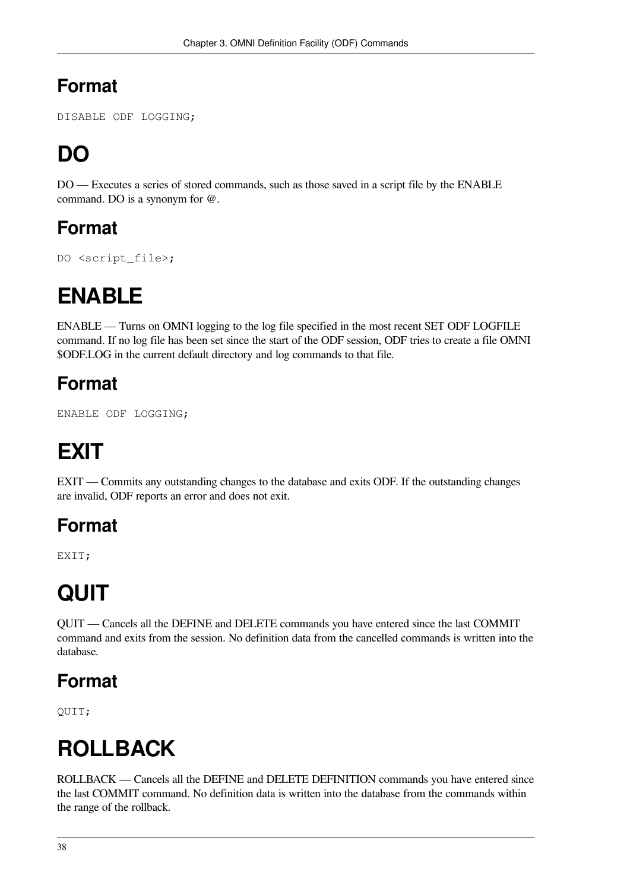## Format

```
DISABLE ODF LOGGING;
```

# DO

DO — Executes a series of stored commands, such as those saved in a script file by the ENABLE command. DO is a synonym for @.

## Format

```
DO <script_file>;
```

# ENABLE

ENABLE — Turns on OMNI logging to the log file specified in the most recent SET ODF LOGFILE command. If no log file has been set since the start of the ODF session, ODF tries to create a file OMNI $ODF.LOG in the current default directory and log commands to that file.

## Format

```
ENABLE ODF LOGGING;
```

# EXIT

EXIT — Commits any outstanding changes to the database and exits ODF. If the outstanding changes are invalid, ODF reports an error and does not exit.

## Format

```
EXIT;
```

# QUIT

QUIT — Cancels all the DEFINE and DELETE commands you have entered since the last COMMIT command and exits from the session. No definition data from the cancelled commands is written into the database.

## Format

```
QUIT;
```

# ROLLBACK

ROLLBACK — Cancels all the DEFINE and DELETE DEFINITION commands you have entered since the last COMMIT command. No definition data is written into the database from the commands within the range of the rollback.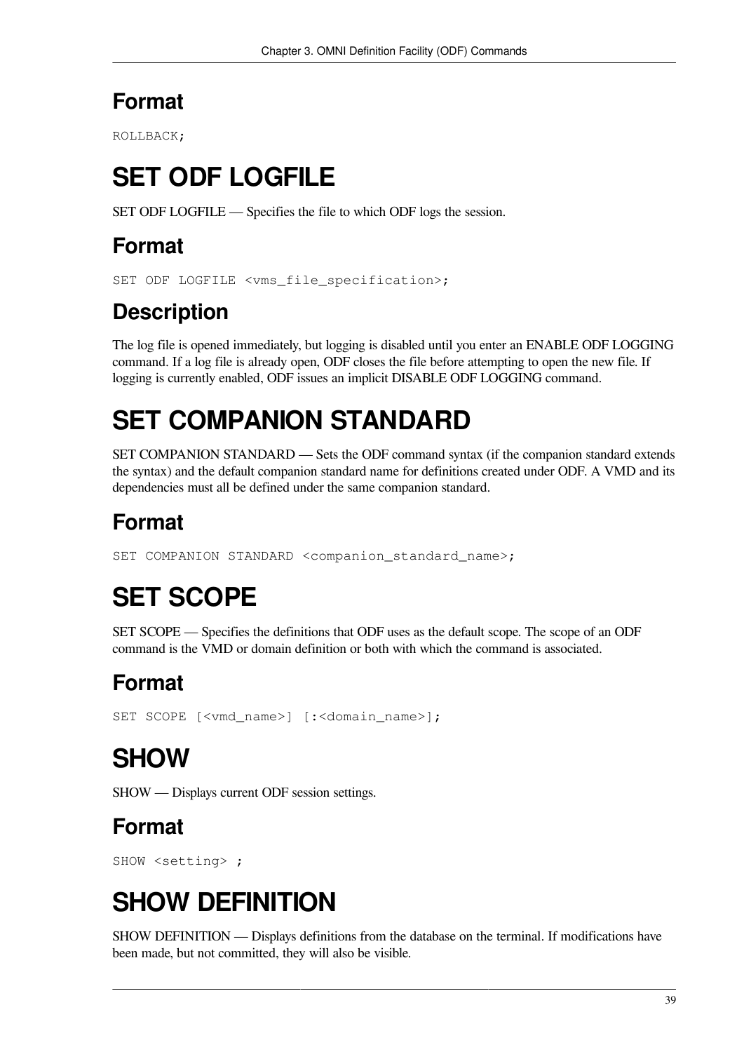## Format

```
ROLLBACK;
```

# SET ODF LOGFILE

SET ODF LOGFILE — Specifies the file to which ODF logs the session.

## Format

```
SET ODF LOGFILE <vms_file_specification>;
```

## Description

The log file is opened immediately, but logging is disabled until you enter an ENABLE ODF LOGGING command. If a log file is already open, ODF closes the file before attempting to open the new file. If logging is currently enabled, ODF issues an implicit DISABLE ODF LOGGING command.

# SET COMPANION STANDARD

SET COMPANION STANDARD — Sets the ODF command syntax (if the companion standard extends the syntax) and the default companion standard name for definitions created under ODF. A VMD and its dependencies must all be defined under the same companion standard.

## Format

```
SET COMPANION STANDARD <companion_standard_name>;
```

# SET SCOPE

SET SCOPE — Specifies the definitions that ODF uses as the default scope. The scope of an ODF command is the VMD or domain definition or both with which the command is associated.

## Format

```
SET SCOPE [<vmd_name>] [:<domain_name>];
```

# SHOW

SHOW — Displays current ODF session settings.

## Format

```
SHOW <setting> ;
```

# SHOW DEFINITION

SHOW DEFINITION — Displays definitions from the database on the terminal. If modifications have been made, but not committed, they will also be visible.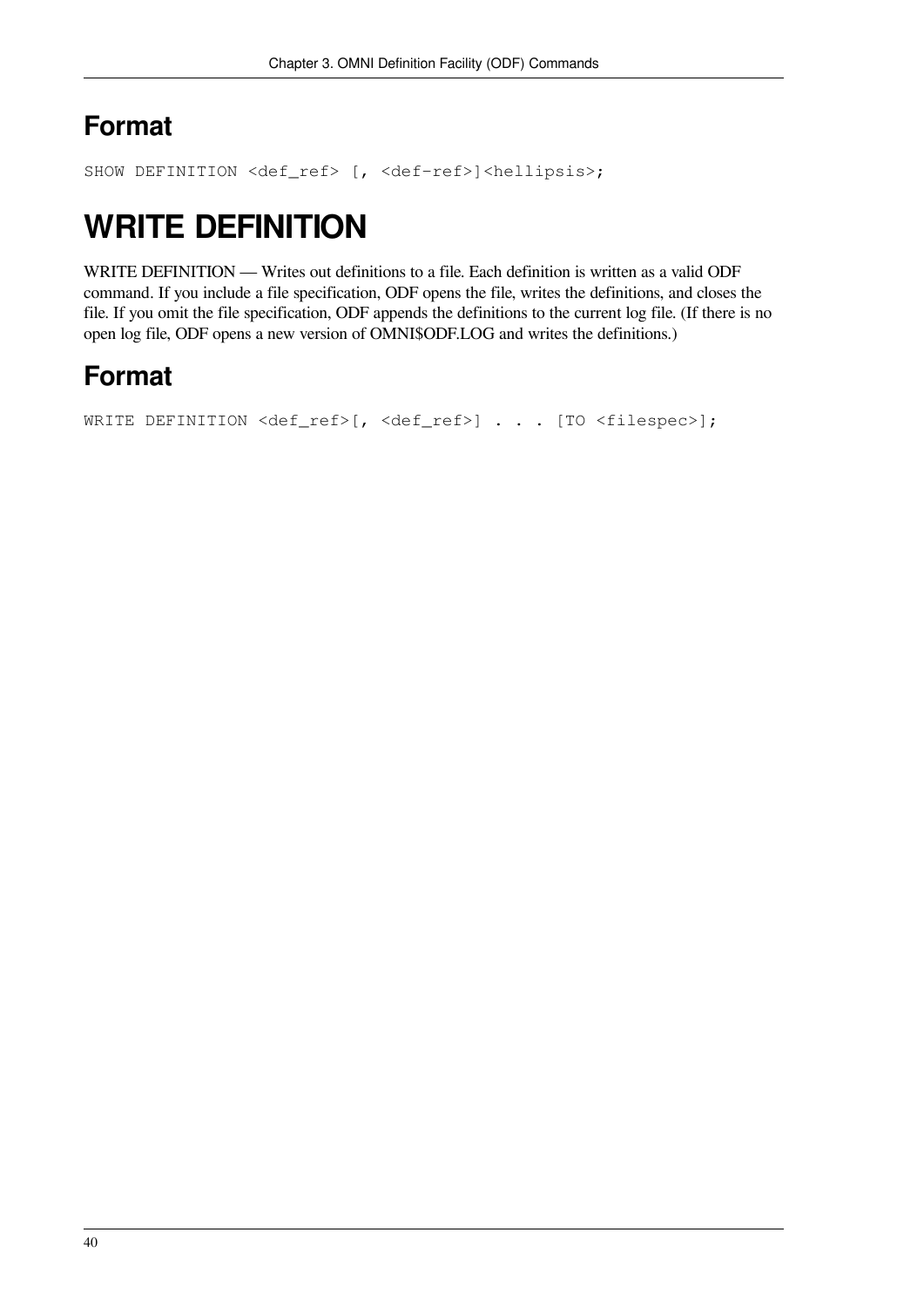## Format

```
SHOW DEFINITION <def_ref> [, <def-ref>]<hellipsis>;
```

# WRITE DEFINITION

WRITE DEFINITION — Writes out definitions to a file. Each definition is written as a valid ODF command. If you include a file specification, ODF opens the file, writes the definitions, and closes the file. If you omit the file specification, ODF appends the definitions to the current log file. (If there is no open log file, ODF opens a new version of OMNI$ODF.LOG and writes the definitions.)

## Format

```
WRITE DEFINITION <def_ref>[, <def_ref>] . . . [TO <filespec>];
```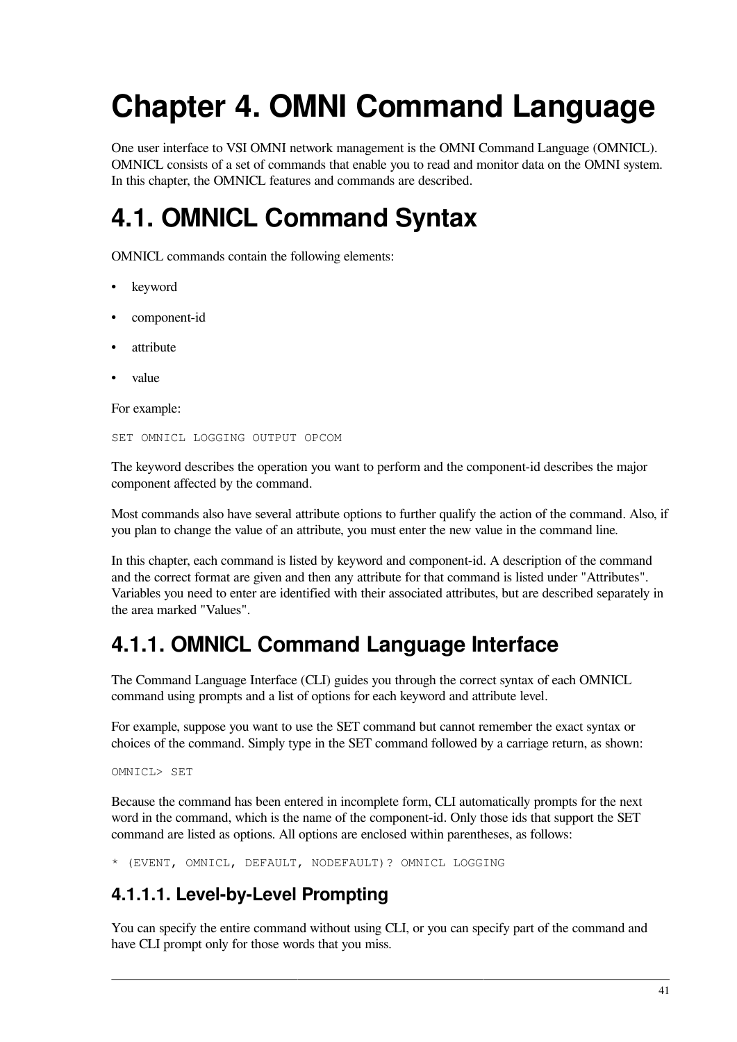# Chapter 4. OMNI Command Language

One user interface to VSI OMNI network management is the OMNI Command Language (OMNICL). OMNICL consists of a set of commands that enable you to read and monitor data on the OMNI system. In this chapter, the OMNICL features and commands are described.

## 4.1. OMNICL Command Syntax

OMNICL commands contain the following elements:

- keyword
- component-id
- attribute
- value

For example:

```
SET OMNICL LOGGING OUTPUT OPCOM
```

The keyword describes the operation you want to perform and the component-id describes the major component affected by the command.

Most commands also have several attribute options to further qualify the action of the command. Also, if you plan to change the value of an attribute, you must enter the new value in the command line.

In this chapter, each command is listed by keyword and component-id. A description of the command and the correct format are given and then any attribute for that command is listed under "Attributes". Variables you need to enter are identified with their associated attributes, but are described separately in the area marked "Values".

### 4.1.1. OMNICL Command Language Interface

The Command Language Interface (CLI) guides you through the correct syntax of each OMNICL command using prompts and a list of options for each keyword and attribute level.

For example, suppose you want to use the SET command but cannot remember the exact syntax or choices of the command. Simply type in the SET command followed by a carriage return, as shown:

```
OMNICL> SET
```

Because the command has been entered in incomplete form, CLI automatically prompts for the next word in the command, which is the name of the component-id. Only those ids that support the SET command are listed as options. All options are enclosed within parentheses, as follows:

```
* (EVENT, OMNICL, DEFAULT, NODEFAULT)? OMNICL LOGGING
```

#### 4.1.1.1. Level-by-Level Prompting

You can specify the entire command without using CLI, or you can specify part of the command and have CLI prompt only for those words that you miss.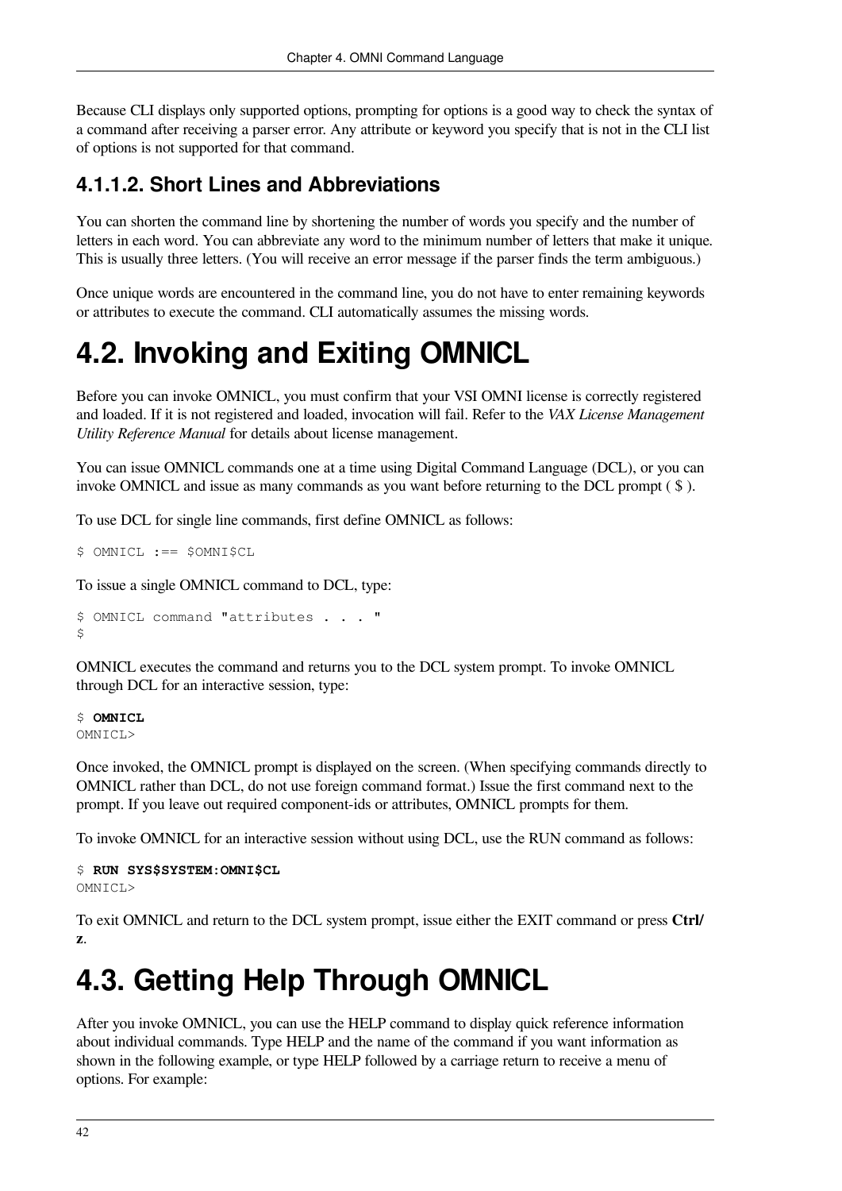Because CLI displays only supported options, prompting for options is a good way to check the syntax of a command after receiving a parser error. Any attribute or keyword you specify that is not in the CLI list of options is not supported for that command.

### 4.1.1.2. Short Lines and Abbreviations

You can shorten the command line by shortening the number of words you specify and the number of letters in each word. You can abbreviate any word to the minimum number of letters that make it unique. This is usually three letters. (You will receive an error message if the parser finds the term ambiguous.)

Once unique words are encountered in the command line, you do not have to enter remaining keywords or attributes to execute the command. CLI automatically assumes the missing words.

## 4.2. Invoking and Exiting OMNICL

Before you can invoke OMNICL, you must confirm that your VSI OMNI license is correctly registered and loaded. If it is not registered and loaded, invocation will fail. Refer to the *VAX License Management Utility Reference Manual* for details about license management.

You can issue OMNICL commands one at a time using Digital Command Language (DCL), or you can invoke OMNICL and issue as many commands as you want before returning to the DCL prompt ( $ ).

To use DCL for single line commands, first define OMNICL as follows:

```
$ OMNICL :== $OMNI$CL
```

To issue a single OMNICL command to DCL, type:

```
$ OMNICL command "attributes . . . "
$
```

OMNICL executes the command and returns you to the DCL system prompt. To invoke OMNICL through DCL for an interactive session, type:

```
$ OMNICL
OMNICL>
```

Once invoked, the OMNICL prompt is displayed on the screen. (When specifying commands directly to OMNICL rather than DCL, do not use foreign command format.) Issue the first command next to the prompt. If you leave out required component-ids or attributes, OMNICL prompts for them.

To invoke OMNICL for an interactive session without using DCL, use the RUN command as follows:

```
$ RUN SYS$SYSTEM:OMNI$CL
OMNICL>
```

To exit OMNICL and return to the DCL system prompt, issue either the EXIT command or press **Ctrl/z**.

## 4.3. Getting Help Through OMNICL

After you invoke OMNICL, you can use the HELP command to display quick reference information about individual commands. Type HELP and the name of the command if you want information as shown in the following example, or type HELP followed by a carriage return to receive a menu of options. For example: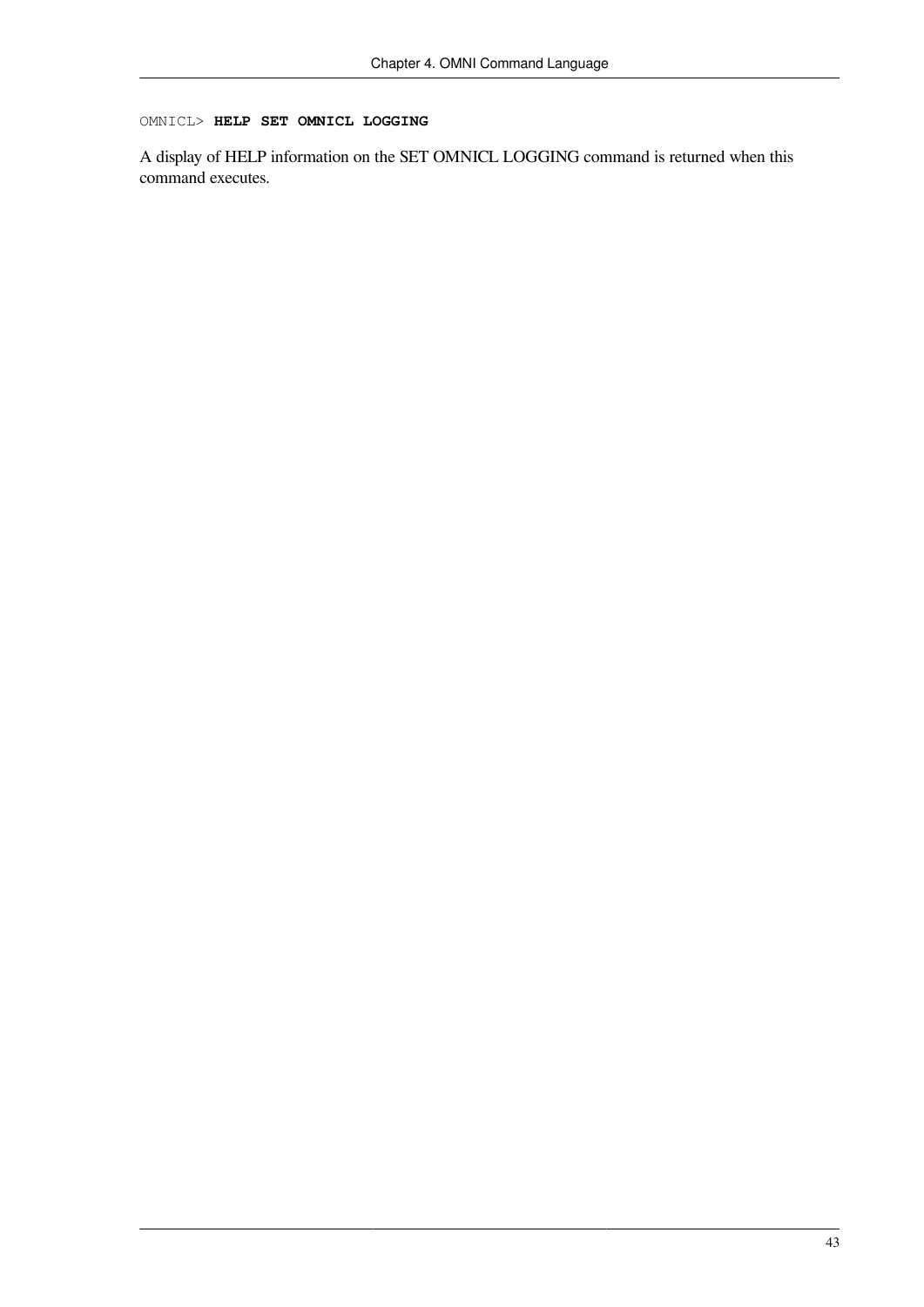```
OMNICL> HELP SET OMNICL LOGGING
```

A display of HELP information on the SET OMNICL LOGGING command is returned when this command executes.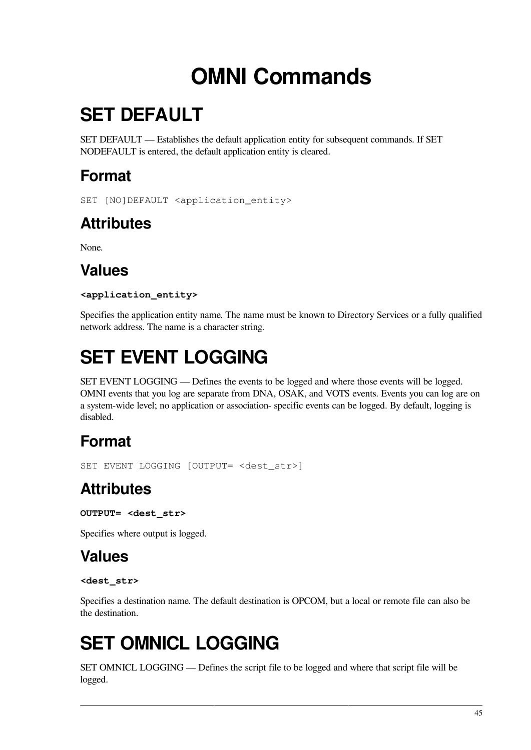# OMNI Commands

## SET DEFAULT

SET DEFAULT — Establishes the default application entity for subsequent commands. If SET NODEFAULT is entered, the default application entity is cleared.

### Format

```
SET [NO]DEFAULT <application_entity>
```

### Attributes

None.

### Values

**<application_entity>**

Specifies the application entity name. The name must be known to Directory Services or a fully qualified network address. The name is a character string.

## SET EVENT LOGGING

SET EVENT LOGGING — Defines the events to be logged and where those events will be logged. OMNI events that you log are separate from DNA, OSAK, and VOTS events. Events you can log are on a system-wide level; no application or association- specific events can be logged. By default, logging is disabled.

### Format

```
SET EVENT LOGGING [OUTPUT= <dest_str>]
```

### Attributes

**OUTPUT= <dest_str>**

Specifies where output is logged.

### Values

**<dest_str>**

Specifies a destination name. The default destination is OPCOM, but a local or remote file can also be the destination.

## SET OMNICL LOGGING

SET OMNICL LOGGING — Defines the script file to be logged and where that script file will be logged.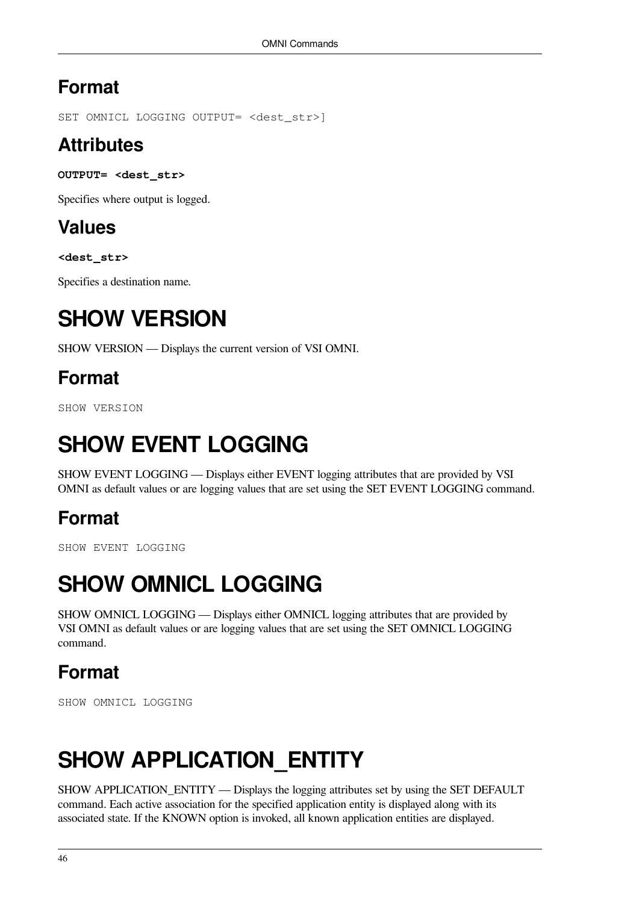## Format

```
SET OMNICL LOGGING OUTPUT= <dest_str>]
```

## Attributes

**OUTPUT= <dest_str>**

Specifies where output is logged.

## Values

**<dest_str>**

Specifies a destination name.

# SHOW VERSION

SHOW VERSION — Displays the current version of VSI OMNI.

## Format

```
SHOW VERSION
```

# SHOW EVENT LOGGING

SHOW EVENT LOGGING — Displays either EVENT logging attributes that are provided by VSI OMNI as default values or are logging values that are set using the SET EVENT LOGGING command.

## Format

```
SHOW EVENT LOGGING
```

# SHOW OMNICL LOGGING

SHOW OMNICL LOGGING — Displays either OMNICL logging attributes that are provided by VSI OMNI as default values or are logging values that are set using the SET OMNICL LOGGING command.

## Format

```
SHOW OMNICL LOGGING
```

# SHOW APPLICATION_ENTITY

SHOW APPLICATION_ENTITY — Displays the logging attributes set by using the SET DEFAULT command. Each active association for the specified application entity is displayed along with its associated state. If the KNOWN option is invoked, all known application entities are displayed.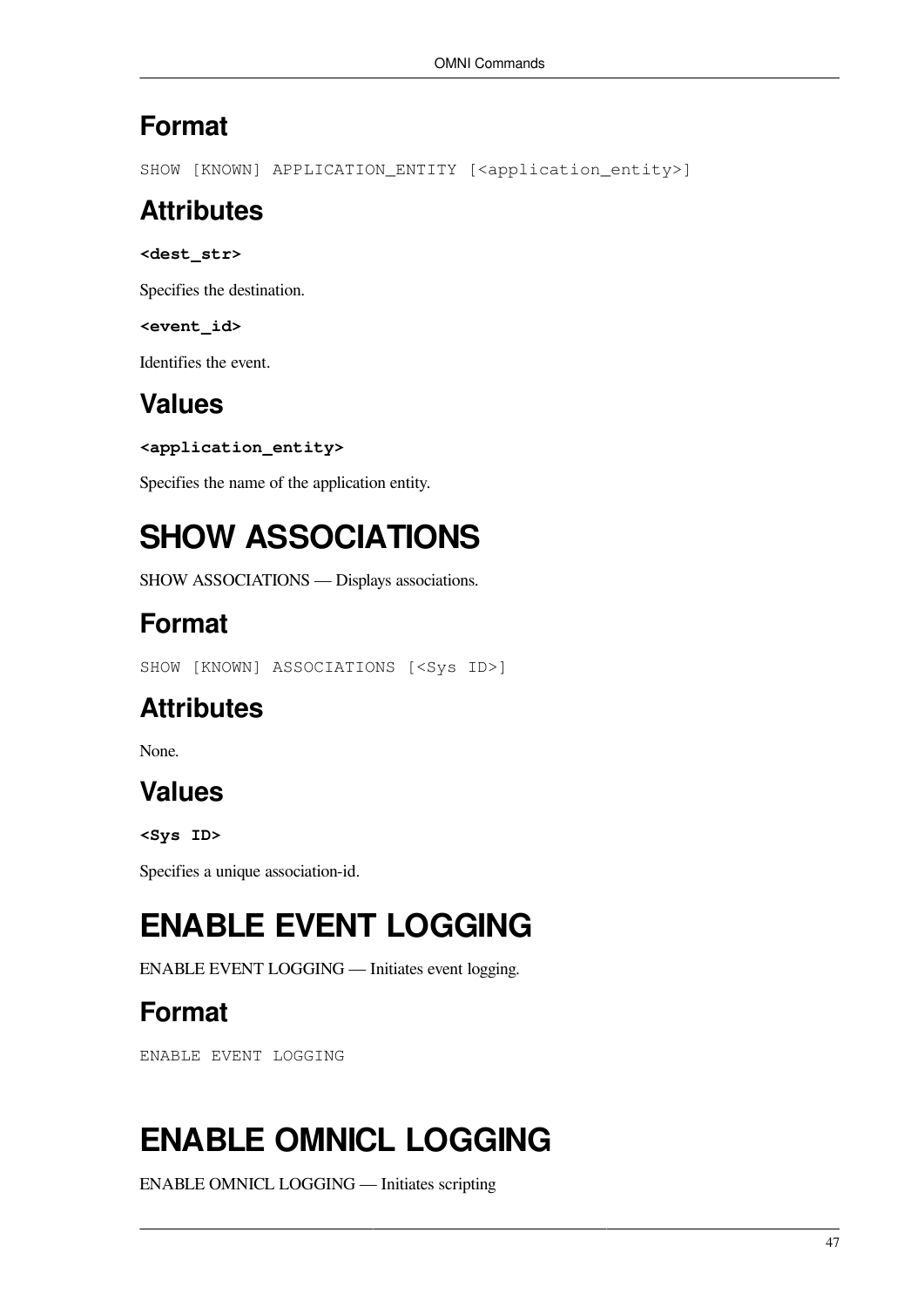## Format

```
SHOW [KNOWN] APPLICATION_ENTITY [<application_entity>]
```

## Attributes

**<dest_str>**

Specifies the destination.

**<event_id>**

Identifies the event.

## Values

**<application_entity>**

Specifies the name of the application entity.

# SHOW ASSOCIATIONS

SHOW ASSOCIATIONS — Displays associations.

## Format

```
SHOW [KNOWN] ASSOCIATIONS [<Sys ID>]
```

## Attributes

None.

## Values

**<Sys ID>**

Specifies a unique association-id.

# ENABLE EVENT LOGGING

ENABLE EVENT LOGGING — Initiates event logging.

## Format

```
ENABLE EVENT LOGGING
```

# ENABLE OMNICL LOGGING

ENABLE OMNICL LOGGING — Initiates scripting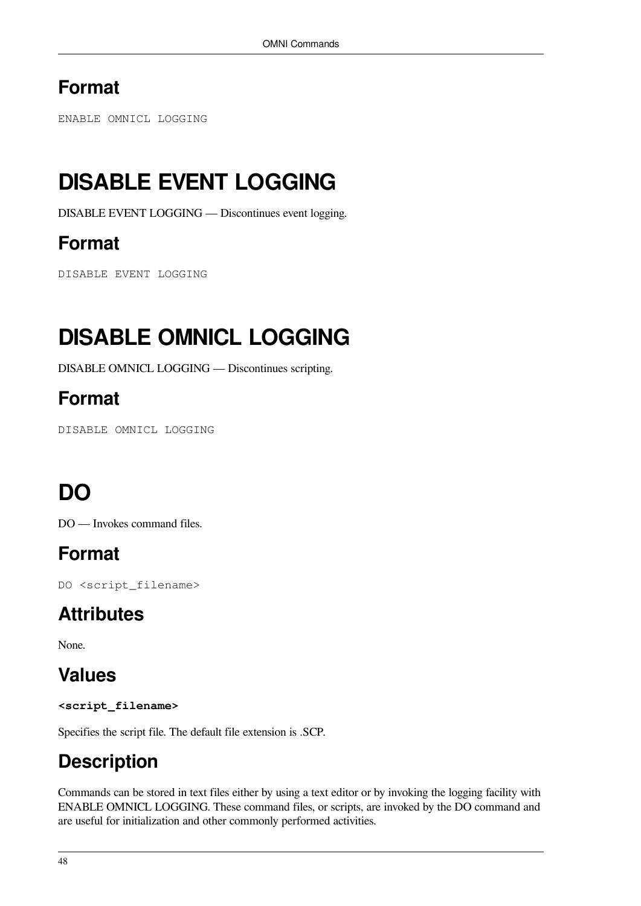## Format

```
ENABLE OMNICL LOGGING
```

# DISABLE EVENT LOGGING

DISABLE EVENT LOGGING — Discontinues event logging.

## Format

```
DISABLE EVENT LOGGING
```

# DISABLE OMNICL LOGGING

DISABLE OMNICL LOGGING — Discontinues scripting.

## Format

```
DISABLE OMNICL LOGGING
```

# DO

DO — Invokes command files.

## Format

```
DO <script_filename>
```

## Attributes

None.

## Values

**`<script_filename>`**

Specifies the script file. The default file extension is .SCP.

## Description

Commands can be stored in text files either by using a text editor or by invoking the logging facility with ENABLE OMNICL LOGGING. These command files, or scripts, are invoked by the DO command and are useful for initialization and other commonly performed activities.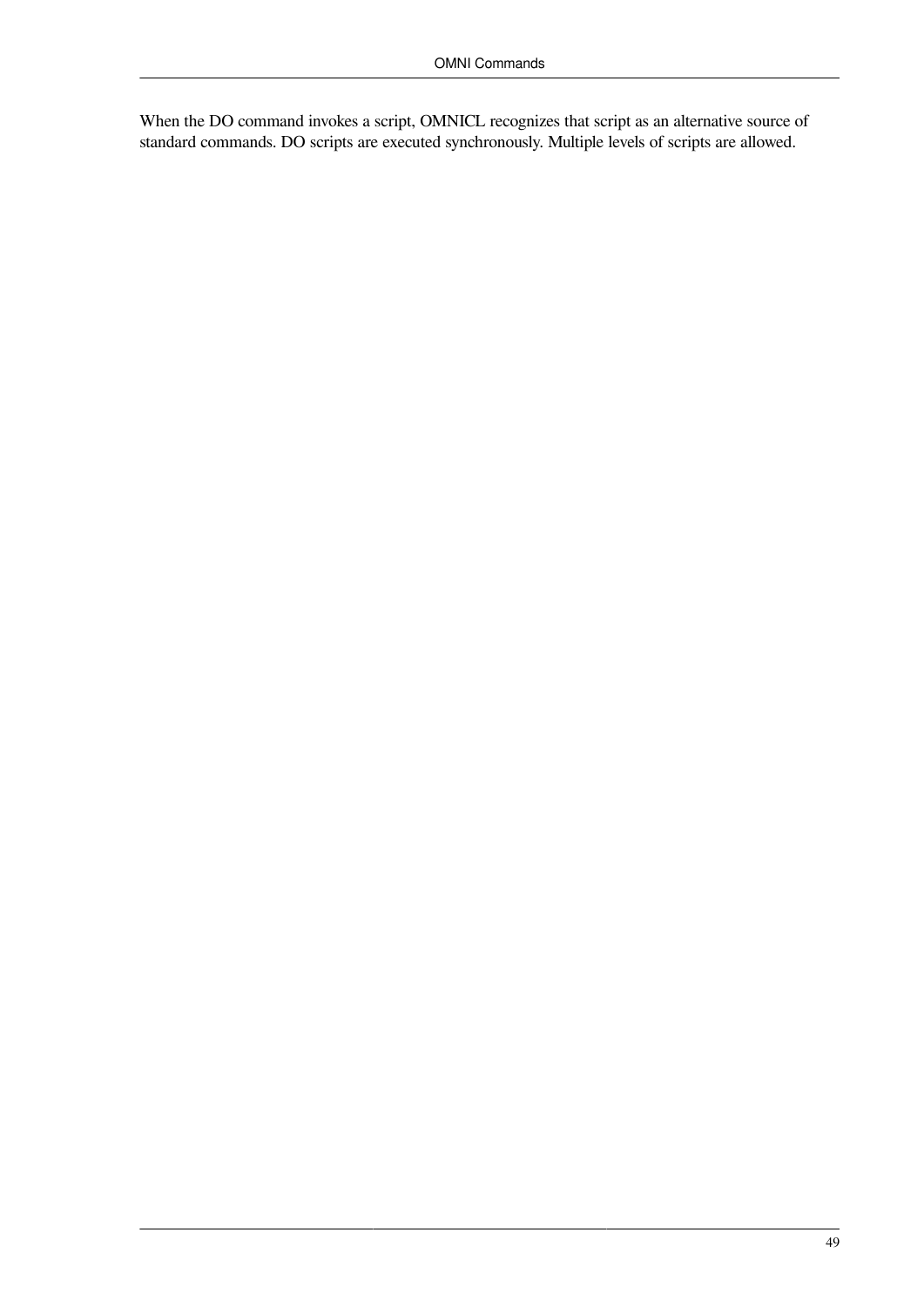When the DO command invokes a script, OMNICL recognizes that script as an alternative source of standard commands. DO scripts are executed synchronously. Multiple levels of scripts are allowed.